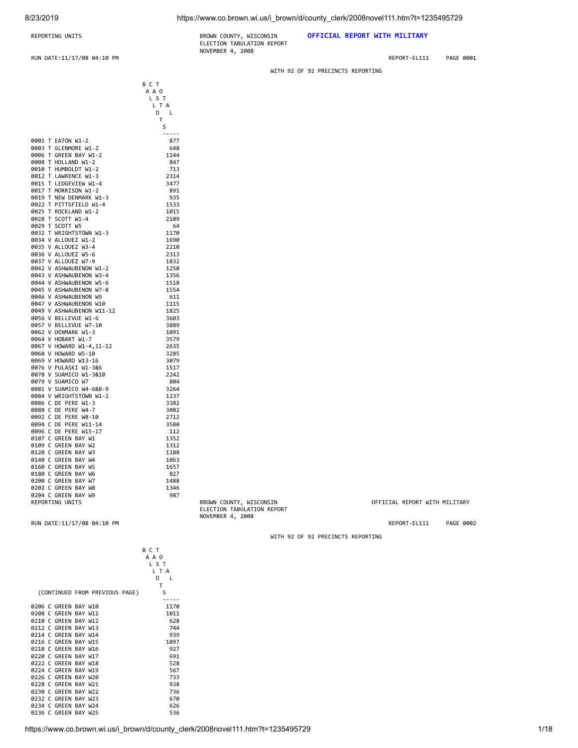REPORTING UNITS

BROWN COUNTY, WISCONSIN
ELECTION TABULATION REPORT
NOVEMBER 4, 2008

**OFFICIAL REPORT WITH MILITARY**

RUN DATE:11/17/08 04:10 PM

REPORT-EL111 PAGE 0001

WITH 92 OF 92 PRECINCTS REPORTING

| | BALLOTS CAST TOTALS |
|---|---|
| 0001 T EATON W1-2 | 877 |
| 0003 T GLENMORE W1-2 | 648 |
| 0006 T GREEN BAY W1-2 | 1144 |
| 0008 T HOLLAND W1-2 | 847 |
| 0010 T HUMBOLDT W1-2 | 713 |
| 0012 T LAWRENCE W1-3 | 2314 |
| 0015 T LEDGEVIEW W1-4 | 3477 |
| 0017 T MORRISON W1-2 | 891 |
| 0019 T NEW DENMARK W1-3 | 935 |
| 0022 T PITTSFIELD W1-4 | 1533 |
| 0025 T ROCKLAND W1-2 | 1015 |
| 0028 T SCOTT W1-4 | 2109 |
| 0029 T SCOTT W5 | 64 |
| 0032 T WRIGHTSTOWN W1-3 | 1170 |
| 0034 V ALLOUEZ W1-2 | 1690 |
| 0035 V ALLOUEZ W3-4 | 2210 |
| 0036 V ALLOUEZ W5-6 | 2313 |
| 0037 V ALLOUEZ W7-9 | 1832 |
| 0042 V ASHWAUBENON W1-2 | 1250 |
| 0043 V ASHWAUBENON W3-4 | 1356 |
| 0044 V ASHWAUBENON W5-6 | 1518 |
| 0045 V ASHWAUBENON W7-8 | 1554 |
| 0046 V ASHWAUBENON W9 | 611 |
| 0047 V ASHWAUBENON W10 | 1115 |
| 0049 V ASHWAUBENON W11-12 | 1825 |
| 0056 V BELLEVUE W1-6 | 3603 |
| 0057 V BELLEVUE W7-10 | 3889 |
| 0062 V DENMARK W1-3 | 1091 |
| 0064 V HOBART W1-7 | 3579 |
| 0067 V HOWARD W1-4,11-12 | 2635 |
| 0068 V HOWARD W5-10 | 3285 |
| 0069 V HOWARD W13-16 | 3079 |
| 0076 V PULASKI W1-3&6 | 1517 |
| 0078 V SUAMICO W1-3&10 | 2242 |
| 0079 V SUAMICO W7 | 804 |
| 0081 V SUAMICO W4-6&8-9 | 3264 |
| 0084 V WRIGHTSTOWN W1-2 | 1237 |
| 0086 C DE PERE W1-3 | 3382 |
| 0088 C DE PERE W4-7 | 3082 |
| 0092 C DE PERE W8-10 | 2712 |
| 0094 C DE PERE W11-14 | 3580 |
| 0096 C DE PERE W15-17 | 112 |
| 0107 C GREEN BAY W1 | 1352 |
| 0109 C GREEN BAY W2 | 1312 |
| 0120 C GREEN BAY W3 | 1188 |
| 0140 C GREEN BAY W4 | 1063 |
| 0160 C GREEN BAY W5 | 1657 |
| 0180 C GREEN BAY W6 | 827 |
| 0200 C GREEN BAY W7 | 1488 |
| 0202 C GREEN BAY W8 | 1346 |
| 0204 C GREEN BAY W9 | 987 |

REPORTING UNITS

BROWN COUNTY, WISCONSIN
ELECTION TABULATION REPORT
NOVEMBER 4, 2008

OFFICIAL REPORT WITH MILITARY

RUN DATE:11/17/08 04:10 PM

REPORT-EL111 PAGE 0002

WITH 92 OF 92 PRECINCTS REPORTING

| (CONTINUED FROM PREVIOUS PAGE) | BALLOTS CAST TOTALS |
|---|---|
| 0206 C GREEN BAY W10 | 1170 |
| 0208 C GREEN BAY W11 | 1011 |
| 0210 C GREEN BAY W12 | 628 |
| 0212 C GREEN BAY W13 | 744 |
| 0214 C GREEN BAY W14 | 939 |
| 0216 C GREEN BAY W15 | 1097 |
| 0218 C GREEN BAY W16 | 927 |
| 0220 C GREEN BAY W17 | 691 |
| 0222 C GREEN BAY W18 | 528 |
| 0224 C GREEN BAY W19 | 567 |
| 0226 C GREEN BAY W20 | 733 |
| 0228 C GREEN BAY W21 | 938 |
| 0230 C GREEN BAY W22 | 736 |
| 0232 C GREEN BAY W23 | 670 |
| 0234 C GREEN BAY W24 | 626 |
| 0236 C GREEN BAY W25 | 536 |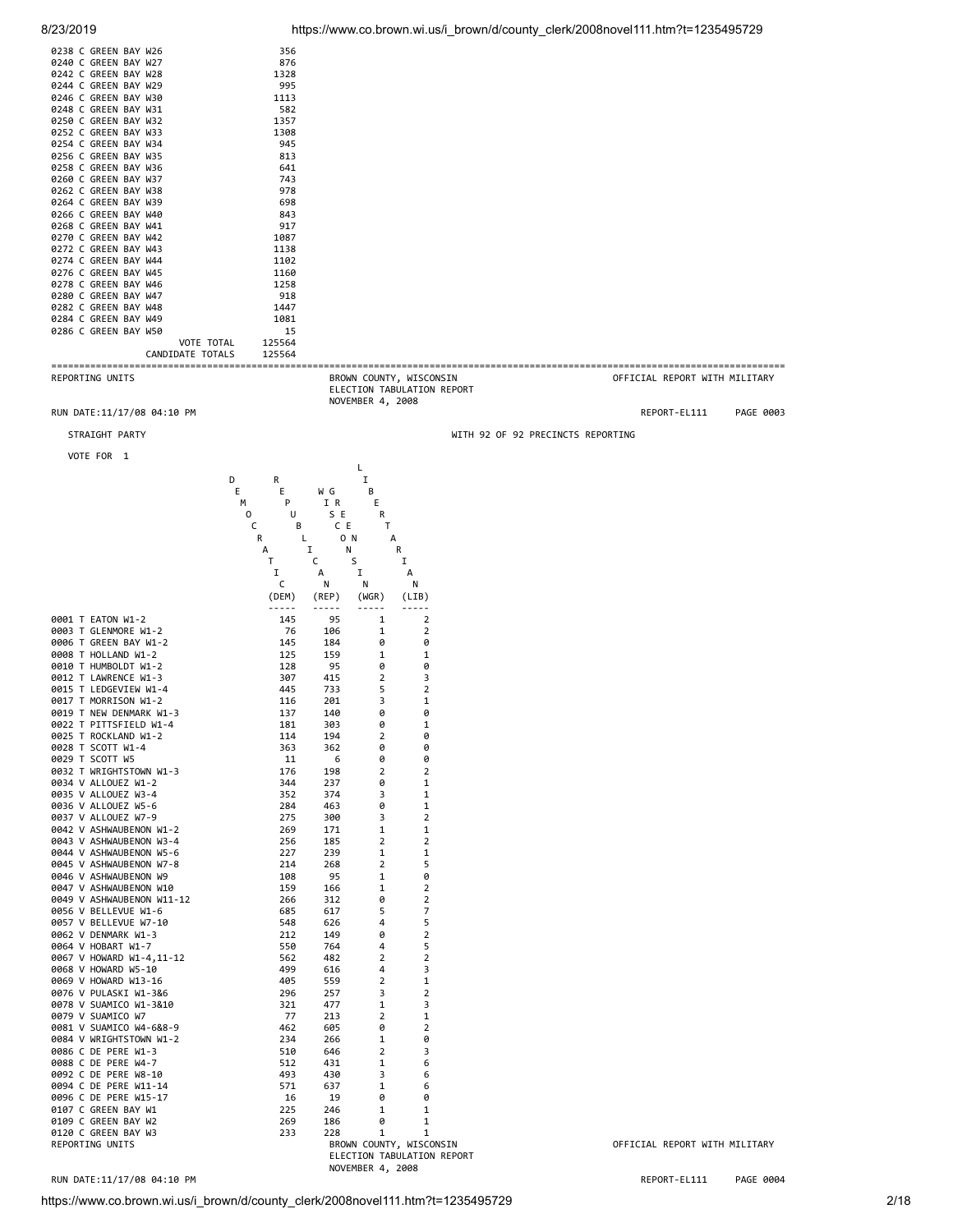| | |
|---|---|
| 0238 C GREEN BAY W26 | 356 |
| 0240 C GREEN BAY W27 | 876 |
| 0242 C GREEN BAY W28 | 1328 |
| 0244 C GREEN BAY W29 | 995 |
| 0246 C GREEN BAY W30 | 1113 |
| 0248 C GREEN BAY W31 | 582 |
| 0250 C GREEN BAY W32 | 1357 |
| 0252 C GREEN BAY W33 | 1308 |
| 0254 C GREEN BAY W34 | 945 |
| 0256 C GREEN BAY W35 | 813 |
| 0258 C GREEN BAY W36 | 641 |
| 0260 C GREEN BAY W37 | 743 |
| 0262 C GREEN BAY W38 | 978 |
| 0264 C GREEN BAY W39 | 698 |
| 0266 C GREEN BAY W40 | 843 |
| 0268 C GREEN BAY W41 | 917 |
| 0270 C GREEN BAY W42 | 1087 |
| 0272 C GREEN BAY W43 | 1138 |
| 0274 C GREEN BAY W44 | 1102 |
| 0276 C GREEN BAY W45 | 1160 |
| 0278 C GREEN BAY W46 | 1258 |
| 0280 C GREEN BAY W47 | 918 |
| 0282 C GREEN BAY W48 | 1447 |
| 0284 C GREEN BAY W49 | 1081 |
| 0286 C GREEN BAY W50 | 15 |
| VOTE TOTAL | 125564 |
| CANDIDATE TOTALS | 125564 |

REPORTING UNITS

BROWN COUNTY, WISCONSIN
ELECTION TABULATION REPORT
NOVEMBER 4, 2008

OFFICIAL REPORT WITH MILITARY

RUN DATE:11/17/08 04:10 PM

REPORT-EL111 PAGE 0003

STRAIGHT PARTY

WITH 92 OF 92 PRECINCTS REPORTING

VOTE FOR 1

| | DEMOCRATIC (DEM) | REPUBLICAN (REP) | WI GREEN (WGR) | LIBERTARIAN (LIB) |
|---|---|---|---|---|
| 0001 T EATON W1-2 | 145 | 95 | 1 | 2 |
| 0003 T GLENMORE W1-2 | 76 | 106 | 1 | 2 |
| 0006 T GREEN BAY W1-2 | 145 | 184 | 0 | 0 |
| 0008 T HOLLAND W1-2 | 125 | 159 | 1 | 1 |
| 0010 T HUMBOLDT W1-2 | 128 | 95 | 0 | 0 |
| 0012 T LAWRENCE W1-3 | 307 | 415 | 2 | 3 |
| 0015 T LEDGEVIEW W1-4 | 445 | 733 | 5 | 2 |
| 0017 T MORRISON W1-2 | 116 | 201 | 3 | 1 |
| 0019 T NEW DENMARK W1-3 | 137 | 140 | 0 | 0 |
| 0022 T PITTSFIELD W1-4 | 181 | 303 | 0 | 1 |
| 0025 T ROCKLAND W1-2 | 114 | 194 | 2 | 0 |
| 0028 T SCOTT W1-4 | 363 | 362 | 0 | 0 |
| 0029 T SCOTT W5 | 11 | 6 | 0 | 0 |
| 0032 T WRIGHTSTOWN W1-3 | 176 | 198 | 2 | 2 |
| 0034 V ALLOUEZ W1-2 | 344 | 237 | 0 | 1 |
| 0035 V ALLOUEZ W3-4 | 352 | 374 | 3 | 1 |
| 0036 V ALLOUEZ W5-6 | 284 | 463 | 0 | 1 |
| 0037 V ALLOUEZ W7-9 | 275 | 300 | 3 | 2 |
| 0042 V ASHWAUBENON W1-2 | 269 | 171 | 1 | 1 |
| 0043 V ASHWAUBENON W3-4 | 256 | 185 | 2 | 2 |
| 0044 V ASHWAUBENON W5-6 | 227 | 239 | 1 | 1 |
| 0045 V ASHWAUBENON W7-8 | 214 | 268 | 2 | 5 |
| 0046 V ASHWAUBENON W9 | 108 | 95 | 1 | 0 |
| 0047 V ASHWAUBENON W10 | 159 | 166 | 1 | 2 |
| 0049 V ASHWAUBENON W11-12 | 266 | 312 | 0 | 2 |
| 0056 V BELLEVUE W1-6 | 685 | 617 | 5 | 7 |
| 0057 V BELLEVUE W7-10 | 548 | 626 | 4 | 5 |
| 0062 V DENMARK W1-3 | 212 | 149 | 0 | 2 |
| 0064 V HOBART W1-7 | 550 | 764 | 4 | 5 |
| 0067 V HOWARD W1-4,11-12 | 562 | 482 | 2 | 2 |
| 0068 V HOWARD W5-10 | 499 | 616 | 4 | 3 |
| 0069 V HOWARD W13-16 | 405 | 559 | 2 | 1 |
| 0076 V PULASKI W1-3&6 | 296 | 257 | 3 | 2 |
| 0078 V SUAMICO W1-3&10 | 321 | 477 | 1 | 3 |
| 0079 V SUAMICO W7 | 77 | 213 | 2 | 1 |
| 0081 V SUAMICO W4-6&8-9 | 462 | 605 | 0 | 2 |
| 0084 V WRIGHTSTOWN W1-2 | 234 | 266 | 1 | 0 |
| 0086 C DE PERE W1-3 | 510 | 646 | 2 | 3 |
| 0088 C DE PERE W4-7 | 512 | 431 | 1 | 6 |
| 0092 C DE PERE W8-10 | 493 | 430 | 3 | 6 |
| 0094 C DE PERE W11-14 | 571 | 637 | 1 | 6 |
| 0096 C DE PERE W15-17 | 16 | 19 | 0 | 0 |
| 0107 C GREEN BAY W1 | 225 | 246 | 1 | 1 |
| 0109 C GREEN BAY W2 | 269 | 186 | 0 | 1 |
| 0120 C GREEN BAY W3 | 233 | 228 | 1 | 1 |

REPORTING UNITS

BROWN COUNTY, WISCONSIN
ELECTION TABULATION REPORT
NOVEMBER 4, 2008

OFFICIAL REPORT WITH MILITARY

RUN DATE:11/17/08 04:10 PM

REPORT-EL111 PAGE 0004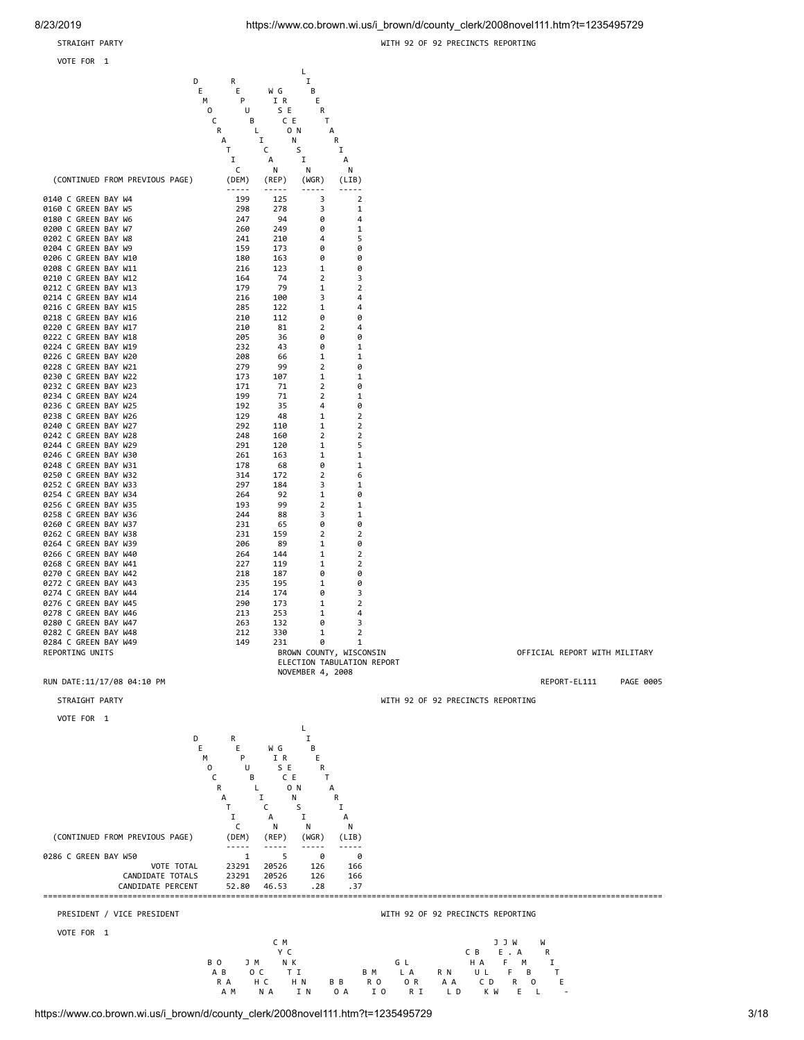STRAIGHT PARTY WITH 92 OF 92 PRECINCTS REPORTING

VOTE FOR 1

| (CONTINUED FROM PREVIOUS PAGE) | DEMOCRATIC (DEM) | REPUBLICAN (REP) | WG IR SE CE ON S (WGR) | LIBERTARIAN (LIB) |
|---|---|---|---|---|
| 0140 C GREEN BAY W4 | 199 | 125 | 3 | 2 |
| 0160 C GREEN BAY W5 | 298 | 278 | 3 | 1 |
| 0180 C GREEN BAY W6 | 247 | 94 | 0 | 4 |
| 0200 C GREEN BAY W7 | 260 | 249 | 0 | 1 |
| 0202 C GREEN BAY W8 | 241 | 210 | 4 | 5 |
| 0204 C GREEN BAY W9 | 159 | 173 | 0 | 0 |
| 0206 C GREEN BAY W10 | 180 | 163 | 0 | 0 |
| 0208 C GREEN BAY W11 | 216 | 123 | 1 | 0 |
| 0210 C GREEN BAY W12 | 164 | 74 | 2 | 3 |
| 0212 C GREEN BAY W13 | 179 | 79 | 1 | 2 |
| 0214 C GREEN BAY W14 | 216 | 100 | 3 | 4 |
| 0216 C GREEN BAY W15 | 285 | 122 | 1 | 4 |
| 0218 C GREEN BAY W16 | 210 | 112 | 0 | 0 |
| 0220 C GREEN BAY W17 | 210 | 81 | 2 | 4 |
| 0222 C GREEN BAY W18 | 205 | 36 | 0 | 0 |
| 0224 C GREEN BAY W19 | 232 | 43 | 0 | 1 |
| 0226 C GREEN BAY W20 | 208 | 66 | 1 | 1 |
| 0228 C GREEN BAY W21 | 279 | 99 | 2 | 0 |
| 0230 C GREEN BAY W22 | 173 | 107 | 1 | 1 |
| 0232 C GREEN BAY W23 | 171 | 71 | 2 | 0 |
| 0234 C GREEN BAY W24 | 199 | 71 | 2 | 1 |
| 0236 C GREEN BAY W25 | 192 | 35 | 4 | 0 |
| 0238 C GREEN BAY W26 | 129 | 48 | 1 | 2 |
| 0240 C GREEN BAY W27 | 292 | 110 | 1 | 2 |
| 0242 C GREEN BAY W28 | 248 | 160 | 2 | 2 |
| 0244 C GREEN BAY W29 | 291 | 120 | 1 | 5 |
| 0246 C GREEN BAY W30 | 261 | 163 | 1 | 1 |
| 0248 C GREEN BAY W31 | 178 | 68 | 0 | 1 |
| 0250 C GREEN BAY W32 | 314 | 172 | 2 | 6 |
| 0252 C GREEN BAY W33 | 297 | 184 | 3 | 1 |
| 0254 C GREEN BAY W34 | 264 | 92 | 1 | 0 |
| 0256 C GREEN BAY W35 | 193 | 99 | 2 | 1 |
| 0258 C GREEN BAY W36 | 244 | 88 | 3 | 1 |
| 0260 C GREEN BAY W37 | 231 | 65 | 0 | 0 |
| 0262 C GREEN BAY W38 | 231 | 159 | 2 | 2 |
| 0264 C GREEN BAY W39 | 206 | 89 | 1 | 0 |
| 0266 C GREEN BAY W40 | 264 | 144 | 1 | 2 |
| 0268 C GREEN BAY W41 | 227 | 119 | 1 | 2 |
| 0270 C GREEN BAY W42 | 218 | 187 | 0 | 0 |
| 0272 C GREEN BAY W43 | 235 | 195 | 1 | 0 |
| 0274 C GREEN BAY W44 | 214 | 174 | 0 | 3 |
| 0276 C GREEN BAY W45 | 290 | 173 | 1 | 2 |
| 0278 C GREEN BAY W46 | 213 | 253 | 1 | 4 |
| 0280 C GREEN BAY W47 | 263 | 132 | 0 | 3 |
| 0282 C GREEN BAY W48 | 212 | 330 | 1 | 2 |
| 0284 C GREEN BAY W49 | 149 | 231 | 0 | 1 |

REPORTING UNITS

BROWN COUNTY, WISCONSIN
ELECTION TABULATION REPORT
NOVEMBER 4, 2008

OFFICIAL REPORT WITH MILITARY

RUN DATE:11/17/08 04:10 PM REPORT-EL111 PAGE 0005

STRAIGHT PARTY WITH 92 OF 92 PRECINCTS REPORTING

VOTE FOR 1

| (CONTINUED FROM PREVIOUS PAGE) | DEMOCRATIC (DEM) | REPUBLICAN (REP) | WG IR SE CE ON S (WGR) | LIBERTARIAN (LIB) |
|---|---|---|---|---|
| 0286 C GREEN BAY W50 | 1 | 5 | 0 | 0 |
| VOTE TOTAL | 23291 | 20526 | 126 | 166 |
| CANDIDATE TOTALS | 23291 | 20526 | 126 | 166 |
| CANDIDATE PERCENT | 52.80 | 46.53 | .28 | .37 |

---

PRESIDENT / VICE PRESIDENT WITH 92 OF 92 PRECINCTS REPORTING

VOTE FOR 1

BO AB RA AM | JM OC HC NA | CM YC NK TI HN IN | BB OA | BM RO IO | GL LA OR RI | RN AA LD | CB HA UL CD KW | JJW E.A FM FB RO EL | W R I T E -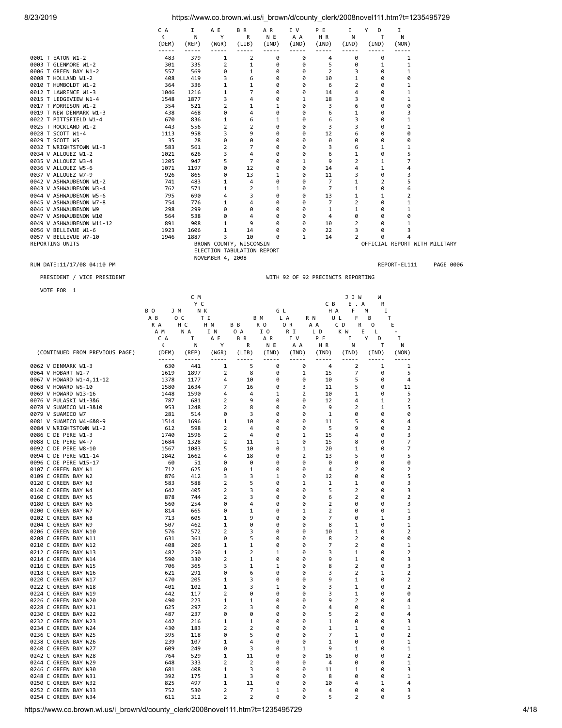| | CA K (DEM) | I N (REP) | AE Y (WGR) | BR R (LIB) | AR NE (IND) | IV AA (IND) | PE HR (IND) | I N (IND) | Y D T (IND) | I N (NON) |
|---|---|---|---|---|---|---|---|---|---|---|
| 0001 T EATON W1-2 | 483 | 379 | 1 | 2 | 0 | 0 | 4 | 0 | 0 | 1 |
| 0003 T GLENMORE W1-2 | 301 | 335 | 2 | 1 | 0 | 0 | 5 | 0 | 1 | 1 |
| 0006 T GREEN BAY W1-2 | 557 | 569 | 0 | 1 | 0 | 0 | 2 | 3 | 0 | 1 |
| 0008 T HOLLAND W1-2 | 408 | 419 | 3 | 6 | 0 | 0 | 10 | 1 | 0 | 0 |
| 0010 T HUMBOLDT W1-2 | 364 | 336 | 1 | 1 | 0 | 0 | 6 | 2 | 0 | 1 |
| 0012 T LAWRENCE W1-3 | 1046 | 1216 | 1 | 7 | 0 | 0 | 14 | 4 | 0 | 1 |
| 0015 T LEDGEVIEW W1-4 | 1548 | 1877 | 3 | 4 | 0 | 1 | 18 | 3 | 0 | 1 |
| 0017 T MORRISON W1-2 | 354 | 521 | 2 | 1 | 1 | 0 | 3 | 6 | 0 | 0 |
| 0019 T NEW DENMARK W1-3 | 438 | 468 | 0 | 4 | 0 | 0 | 6 | 1 | 0 | 3 |
| 0022 T PITTSFIELD W1-4 | 670 | 836 | 1 | 6 | 1 | 0 | 6 | 3 | 0 | 1 |
| 0025 T ROCKLAND W1-2 | 443 | 556 | 2 | 2 | 0 | 0 | 3 | 3 | 0 | 1 |
| 0028 T SCOTT W1-4 | 1113 | 958 | 3 | 9 | 0 | 0 | 12 | 6 | 0 | 0 |
| 0029 T SCOTT W5 | 35 | 28 | 0 | 0 | 0 | 0 | 0 | 0 | 0 | 0 |
| 0032 T WRIGHTSTOWN W1-3 | 583 | 561 | 2 | 7 | 0 | 0 | 3 | 6 | 1 | 1 |
| 0034 V ALLOUEZ W1-2 | 1021 | 626 | 3 | 4 | 0 | 0 | 6 | 1 | 0 | 5 |
| 0035 V ALLOUEZ W3-4 | 1205 | 947 | 5 | 7 | 0 | 1 | 9 | 2 | 1 | 7 |
| 0036 V ALLOUEZ W5-6 | 1071 | 1197 | 0 | 12 | 0 | 0 | 14 | 4 | 1 | 4 |
| 0037 V ALLOUEZ W7-9 | 926 | 865 | 0 | 13 | 1 | 0 | 11 | 3 | 0 | 3 |
| 0042 V ASHWAUBENON W1-2 | 741 | 483 | 1 | 4 | 0 | 0 | 7 | 1 | 2 | 5 |
| 0043 V ASHWAUBENON W3-4 | 762 | 571 | 1 | 2 | 1 | 0 | 7 | 1 | 0 | 6 |
| 0044 V ASHWAUBENON W5-6 | 795 | 690 | 4 | 3 | 0 | 0 | 13 | 1 | 1 | 2 |
| 0045 V ASHWAUBENON W7-8 | 754 | 776 | 1 | 4 | 0 | 0 | 7 | 2 | 0 | 1 |
| 0046 V ASHWAUBENON W9 | 298 | 299 | 0 | 0 | 0 | 0 | 1 | 1 | 0 | 1 |
| 0047 V ASHWAUBENON W10 | 564 | 538 | 0 | 4 | 0 | 0 | 4 | 0 | 0 | 0 |
| 0049 V ASHWAUBENON W11-12 | 891 | 908 | 1 | 9 | 0 | 0 | 10 | 2 | 0 | 1 |
| 0056 V BELLEVUE W1-6 | 1923 | 1606 | 1 | 14 | 0 | 0 | 22 | 3 | 0 | 3 |
| 0057 V BELLEVUE W7-10 | 1946 | 1887 | 3 | 10 | 0 | 1 | 14 | 2 | 0 | 4 |

REPORTING UNITS

BROWN COUNTY, WISCONSIN
ELECTION TABULATION REPORT
NOVEMBER 4, 2008

OFFICIAL REPORT WITH MILITARY

RUN DATE:11/17/08 04:10 PM

REPORT-EL111 PAGE 0006

PRESIDENT / VICE PRESIDENT

WITH 92 OF 92 PRECINCTS REPORTING

VOTE FOR 1

| (CONTINUED FROM PREVIOUS PAGE) | BARACK OBAMA / JOE BIDEN (DEM) | JOHN MCCAIN / SARAH PALIN (REP) | CYNTHIA MCKINNEY / ROSA CLEMENTE (WGR) | BOB BARR / WAYNE A ROOT (LIB) | GLORIA LA RIVA / EUGENE PURYEAR (IND) | ROGER CALERO / ALYSON KENNEDY (IND) | CHUCK BALDWIN / DARRELL CASTLE (IND) | JEFFREY J. WAMBOLDT / DAVID J. WAMBOLDT (IND) | RALPH NADER / MATT GONZALEZ (IND) | WRITE-IN (NON) |
|---|---|---|---|---|---|---|---|---|---|---|
| 0062 V DENMARK W1-3 | 630 | 441 | 1 | 5 | 0 | 0 | 4 | 2 | 1 | 1 |
| 0064 V HOBART W1-7 | 1619 | 1897 | 2 | 8 | 0 | 1 | 15 | 7 | 0 | 5 |
| 0067 V HOWARD W1-4,11-12 | 1378 | 1177 | 4 | 10 | 0 | 0 | 10 | 5 | 0 | 4 |
| 0068 V HOWARD W5-10 | 1580 | 1634 | 7 | 16 | 0 | 3 | 11 | 5 | 0 | 11 |
| 0069 V HOWARD W13-16 | 1448 | 1590 | 4 | 4 | 1 | 2 | 10 | 1 | 0 | 5 |
| 0076 V PULASKI W1-3&6 | 787 | 681 | 2 | 9 | 0 | 0 | 12 | 4 | 1 | 2 |
| 0078 V SUAMICO W1-3&10 | 953 | 1248 | 2 | 8 | 0 | 0 | 9 | 2 | 1 | 5 |
| 0079 V SUAMICO W7 | 281 | 514 | 0 | 3 | 0 | 0 | 1 | 0 | 0 | 0 |
| 0081 V SUAMICO W4-6&8-9 | 1514 | 1696 | 1 | 10 | 0 | 0 | 11 | 5 | 0 | 4 |
| 0084 V WRIGHTSTOWN W1-2 | 612 | 598 | 2 | 4 | 0 | 0 | 5 | 9 | 0 | 2 |
| 0086 C DE PERE W1-3 | 1740 | 1596 | 2 | 4 | 0 | 1 | 15 | 4 | 0 | 3 |
| 0088 C DE PERE W4-7 | 1684 | 1328 | 2 | 11 | 1 | 0 | 15 | 8 | 0 | 7 |
| 0092 C DE PERE W8-10 | 1567 | 1083 | 5 | 10 | 0 | 1 | 20 | 1 | 0 | 7 |
| 0094 C DE PERE W11-14 | 1842 | 1662 | 4 | 18 | 0 | 2 | 13 | 5 | 0 | 5 |
| 0096 C DE PERE W15-17 | 60 | 51 | 0 | 0 | 0 | 0 | 0 | 0 | 0 | 0 |
| 0107 C GREEN BAY W1 | 712 | 625 | 0 | 1 | 0 | 0 | 4 | 2 | 0 | 2 |
| 0109 C GREEN BAY W2 | 876 | 412 | 3 | 3 | 1 | 0 | 12 | 0 | 0 | 5 |
| 0120 C GREEN BAY W3 | 583 | 588 | 2 | 5 | 0 | 1 | 1 | 1 | 0 | 3 |
| 0140 C GREEN BAY W4 | 642 | 405 | 2 | 3 | 0 | 0 | 5 | 2 | 0 | 3 |
| 0160 C GREEN BAY W5 | 878 | 744 | 2 | 3 | 0 | 0 | 6 | 2 | 0 | 2 |
| 0180 C GREEN BAY W6 | 560 | 254 | 0 | 4 | 0 | 0 | 2 | 0 | 0 | 3 |
| 0200 C GREEN BAY W7 | 814 | 665 | 0 | 1 | 0 | 1 | 2 | 0 | 0 | 1 |
| 0202 C GREEN BAY W8 | 713 | 605 | 1 | 9 | 0 | 0 | 7 | 0 | 1 | 3 |
| 0204 C GREEN BAY W9 | 507 | 462 | 1 | 0 | 0 | 0 | 8 | 1 | 0 | 1 |
| 0206 C GREEN BAY W10 | 576 | 572 | 2 | 3 | 0 | 0 | 10 | 1 | 0 | 2 |
| 0208 C GREEN BAY W11 | 631 | 361 | 0 | 5 | 0 | 0 | 8 | 2 | 0 | 0 |
| 0210 C GREEN BAY W12 | 408 | 206 | 1 | 1 | 0 | 0 | 7 | 2 | 0 | 1 |
| 0212 C GREEN BAY W13 | 482 | 250 | 1 | 2 | 1 | 0 | 3 | 1 | 0 | 2 |
| 0214 C GREEN BAY W14 | 590 | 330 | 2 | 1 | 0 | 0 | 9 | 1 | 0 | 3 |
| 0216 C GREEN BAY W15 | 706 | 365 | 3 | 1 | 1 | 0 | 8 | 2 | 0 | 3 |
| 0218 C GREEN BAY W16 | 621 | 291 | 0 | 6 | 0 | 0 | 3 | 2 | 1 | 2 |
| 0220 C GREEN BAY W17 | 470 | 205 | 1 | 3 | 0 | 0 | 9 | 1 | 0 | 2 |
| 0222 C GREEN BAY W18 | 401 | 102 | 1 | 3 | 1 | 0 | 3 | 1 | 0 | 2 |
| 0224 C GREEN BAY W19 | 442 | 117 | 2 | 0 | 0 | 0 | 3 | 1 | 0 | 0 |
| 0226 C GREEN BAY W20 | 490 | 223 | 1 | 1 | 0 | 0 | 9 | 2 | 0 | 4 |
| 0228 C GREEN BAY W21 | 625 | 297 | 2 | 3 | 0 | 0 | 4 | 0 | 0 | 1 |
| 0230 C GREEN BAY W22 | 487 | 237 | 0 | 0 | 0 | 0 | 5 | 2 | 0 | 4 |
| 0232 C GREEN BAY W23 | 442 | 216 | 1 | 1 | 0 | 0 | 1 | 0 | 0 | 3 |
| 0234 C GREEN BAY W24 | 430 | 183 | 2 | 2 | 0 | 0 | 1 | 1 | 0 | 1 |
| 0236 C GREEN BAY W25 | 395 | 118 | 0 | 5 | 0 | 0 | 7 | 1 | 0 | 2 |
| 0238 C GREEN BAY W26 | 239 | 107 | 1 | 4 | 0 | 0 | 1 | 0 | 0 | 1 |
| 0240 C GREEN BAY W27 | 609 | 249 | 0 | 3 | 0 | 1 | 9 | 1 | 0 | 1 |
| 0242 C GREEN BAY W28 | 764 | 529 | 1 | 11 | 0 | 0 | 16 | 0 | 0 | 2 |
| 0244 C GREEN BAY W29 | 648 | 333 | 2 | 2 | 0 | 0 | 4 | 0 | 0 | 1 |
| 0246 C GREEN BAY W30 | 681 | 408 | 1 | 3 | 0 | 0 | 11 | 1 | 0 | 3 |
| 0248 C GREEN BAY W31 | 392 | 175 | 1 | 3 | 0 | 0 | 8 | 0 | 0 | 1 |
| 0250 C GREEN BAY W32 | 825 | 497 | 1 | 11 | 0 | 0 | 10 | 4 | 1 | 4 |
| 0252 C GREEN BAY W33 | 752 | 530 | 2 | 7 | 1 | 0 | 4 | 0 | 0 | 3 |
| 0254 C GREEN BAY W34 | 611 | 312 | 2 | 2 | 0 | 0 | 5 | 2 | 0 | 5 |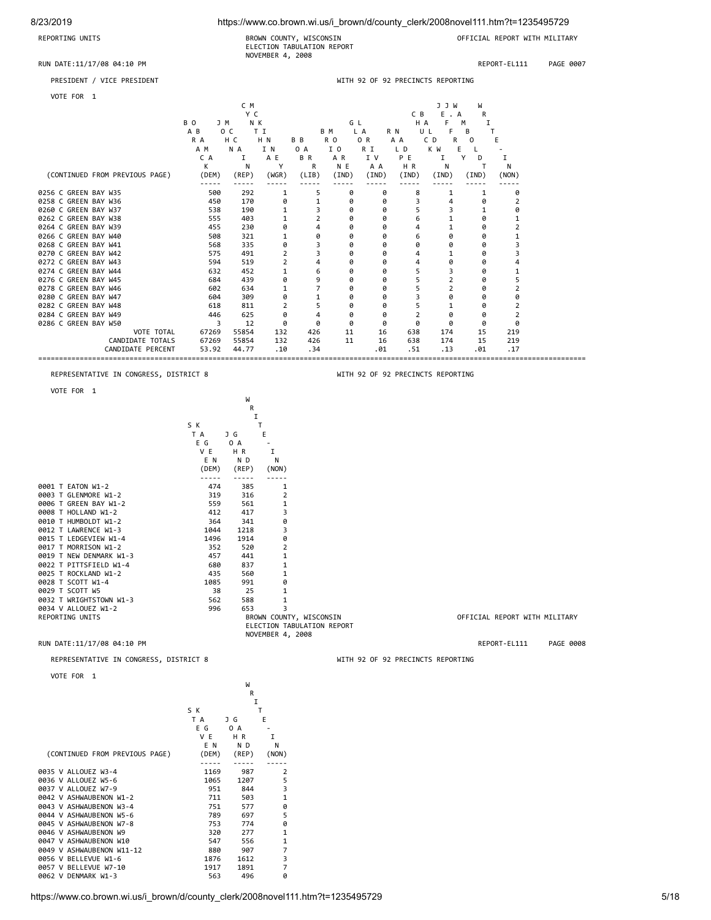REPORTING UNITS — BROWN COUNTY, WISCONSIN — ELECTION TABULATION REPORT — NOVEMBER 4, 2008 — OFFICIAL REPORT WITH MILITARY

RUN DATE:11/17/08 04:10 PM — REPORT-EL111 PAGE 0007

## PRESIDENT / VICE PRESIDENT

WITH 92 OF 92 PRECINCTS REPORTING

VOTE FOR 1

| (CONTINUED FROM PREVIOUS PAGE) | BARACK OBAMA (DEM) | JOHN McCAIN (REP) | CYNTHIA McKINNEY (WGR) | BOB BARR (LIB) | GLORIA LA RIVA (IND) | BRIAN MOORE (IND) | RALPH NADER (IND) | CHUCK BALDWIN (IND) | JEFF WAMBOLDT (IND) | WRITE-IN (NON) |
|---|---|---|---|---|---|---|---|---|---|---|
| 0256 C GREEN BAY W35 | 500 | 292 | 1 | 5 | 0 | 0 | 8 | 1 | 1 | 0 |
| 0258 C GREEN BAY W36 | 450 | 170 | 0 | 1 | 0 | 0 | 3 | 4 | 0 | 2 |
| 0260 C GREEN BAY W37 | 538 | 190 | 1 | 3 | 0 | 0 | 5 | 3 | 1 | 0 |
| 0262 C GREEN BAY W38 | 555 | 403 | 1 | 2 | 0 | 0 | 6 | 1 | 0 | 1 |
| 0264 C GREEN BAY W39 | 455 | 230 | 0 | 4 | 0 | 0 | 4 | 1 | 0 | 2 |
| 0266 C GREEN BAY W40 | 508 | 321 | 1 | 0 | 0 | 0 | 6 | 0 | 0 | 1 |
| 0268 C GREEN BAY W41 | 568 | 335 | 0 | 3 | 0 | 0 | 0 | 0 | 0 | 3 |
| 0270 C GREEN BAY W42 | 575 | 491 | 2 | 3 | 0 | 0 | 4 | 1 | 0 | 3 |
| 0272 C GREEN BAY W43 | 594 | 519 | 2 | 4 | 0 | 0 | 4 | 0 | 0 | 4 |
| 0274 C GREEN BAY W44 | 632 | 452 | 1 | 6 | 0 | 0 | 5 | 3 | 0 | 1 |
| 0276 C GREEN BAY W45 | 684 | 439 | 0 | 9 | 0 | 0 | 5 | 2 | 0 | 5 |
| 0278 C GREEN BAY W46 | 602 | 634 | 1 | 7 | 0 | 0 | 5 | 2 | 0 | 2 |
| 0280 C GREEN BAY W47 | 604 | 309 | 0 | 1 | 0 | 0 | 3 | 0 | 0 | 0 |
| 0282 C GREEN BAY W48 | 618 | 811 | 2 | 5 | 0 | 0 | 5 | 1 | 0 | 2 |
| 0284 C GREEN BAY W49 | 446 | 625 | 0 | 4 | 0 | 0 | 2 | 0 | 0 | 2 |
| 0286 C GREEN BAY W50 | 3 | 12 | 0 | 0 | 0 | 0 | 0 | 0 | 0 | 0 |
| VOTE TOTAL | 67269 | 55854 | 132 | 426 | 11 | 16 | 638 | 174 | 15 | 219 |
| CANDIDATE TOTALS | 67269 | 55854 | 132 | 426 | 11 | 16 | 638 | 174 | 15 | 219 |
| CANDIDATE PERCENT | 53.92 | 44.77 | .10 | .34 | | .01 | .51 | .13 | .01 | .17 |

## REPRESENTATIVE IN CONGRESS, DISTRICT 8

WITH 92 OF 92 PRECINCTS REPORTING

VOTE FOR 1

| | STEVE KAGEN (DEM) | JOHN GARD (REP) | WRITE-IN (NON) |
|---|---|---|---|
| 0001 T EATON W1-2 | 474 | 385 | 1 |
| 0003 T GLENMORE W1-2 | 319 | 316 | 2 |
| 0006 T GREEN BAY W1-2 | 559 | 561 | 1 |
| 0008 T HOLLAND W1-2 | 412 | 417 | 3 |
| 0010 T HUMBOLDT W1-2 | 364 | 341 | 0 |
| 0012 T LAWRENCE W1-3 | 1044 | 1218 | 3 |
| 0015 T LEDGEVIEW W1-4 | 1496 | 1914 | 0 |
| 0017 T MORRISON W1-2 | 352 | 520 | 2 |
| 0019 T NEW DENMARK W1-3 | 457 | 441 | 1 |
| 0022 T PITTSFIELD W1-4 | 680 | 837 | 1 |
| 0025 T ROCKLAND W1-2 | 435 | 560 | 1 |
| 0028 T SCOTT W1-4 | 1085 | 991 | 0 |
| 0029 T SCOTT W5 | 38 | 25 | 1 |
| 0032 T WRIGHTSTOWN W1-3 | 562 | 588 | 1 |
| 0034 V ALLOUEZ W1-2 | 996 | 653 | 3 |

REPORTING UNITS — BROWN COUNTY, WISCONSIN — ELECTION TABULATION REPORT — NOVEMBER 4, 2008 — OFFICIAL REPORT WITH MILITARY

RUN DATE:11/17/08 04:10 PM — REPORT-EL111 PAGE 0008

## REPRESENTATIVE IN CONGRESS, DISTRICT 8

WITH 92 OF 92 PRECINCTS REPORTING

VOTE FOR 1

| (CONTINUED FROM PREVIOUS PAGE) | STEVE KAGEN (DEM) | JOHN GARD (REP) | WRITE-IN (NON) |
|---|---|---|---|
| 0035 V ALLOUEZ W3-4 | 1169 | 987 | 2 |
| 0036 V ALLOUEZ W5-6 | 1065 | 1207 | 5 |
| 0037 V ALLOUEZ W7-9 | 951 | 844 | 3 |
| 0042 V ASHWAUBENON W1-2 | 711 | 503 | 1 |
| 0043 V ASHWAUBENON W3-4 | 751 | 577 | 0 |
| 0044 V ASHWAUBENON W5-6 | 789 | 697 | 5 |
| 0045 V ASHWAUBENON W7-8 | 753 | 774 | 0 |
| 0046 V ASHWAUBENON W9 | 320 | 277 | 1 |
| 0047 V ASHWAUBENON W10 | 547 | 556 | 1 |
| 0049 V ASHWAUBENON W11-12 | 880 | 907 | 7 |
| 0056 V BELLEVUE W1-6 | 1876 | 1612 | 3 |
| 0057 V BELLEVUE W7-10 | 1917 | 1891 | 7 |
| 0062 V DENMARK W1-3 | 563 | 496 | 0 |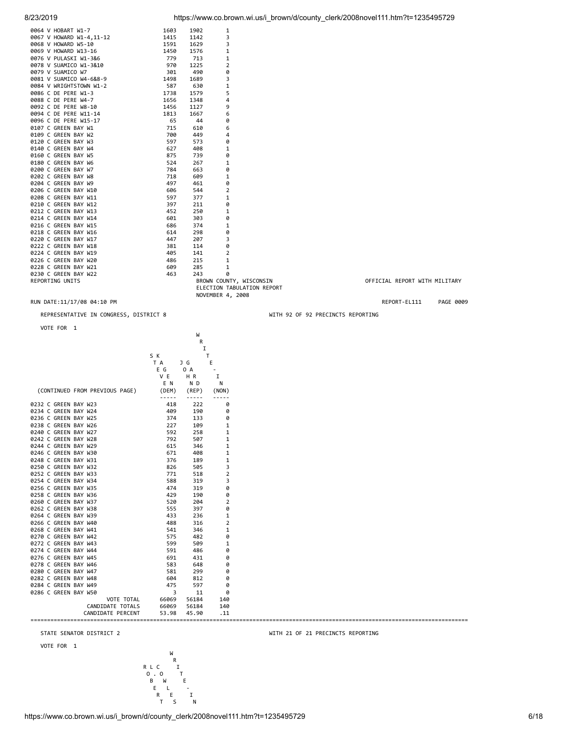| | | | |
|---|---|---|---|
| 0064 V HOBART W1-7 | 1603 | 1902 | 1 |
| 0067 V HOWARD W1-4,11-12 | 1415 | 1142 | 3 |
| 0068 V HOWARD W5-10 | 1591 | 1629 | 3 |
| 0069 V HOWARD W13-16 | 1450 | 1576 | 1 |
| 0076 V PULASKI W1-3&6 | 779 | 713 | 1 |
| 0078 V SUAMICO W1-3&10 | 970 | 1225 | 2 |
| 0079 V SUAMICO W7 | 301 | 490 | 0 |
| 0081 V SUAMICO W4-6&8-9 | 1498 | 1689 | 3 |
| 0084 V WRIGHTSTOWN W1-2 | 587 | 630 | 1 |
| 0086 C DE PERE W1-3 | 1738 | 1579 | 5 |
| 0088 C DE PERE W4-7 | 1656 | 1348 | 4 |
| 0092 C DE PERE W8-10 | 1456 | 1127 | 9 |
| 0094 C DE PERE W11-14 | 1813 | 1667 | 6 |
| 0096 C DE PERE W15-17 | 65 | 44 | 0 |
| 0107 C GREEN BAY W1 | 715 | 610 | 6 |
| 0109 C GREEN BAY W2 | 700 | 449 | 4 |
| 0120 C GREEN BAY W3 | 597 | 573 | 0 |
| 0140 C GREEN BAY W4 | 627 | 408 | 1 |
| 0160 C GREEN BAY W5 | 875 | 739 | 0 |
| 0180 C GREEN BAY W6 | 524 | 267 | 1 |
| 0200 C GREEN BAY W7 | 784 | 663 | 0 |
| 0202 C GREEN BAY W8 | 718 | 609 | 1 |
| 0204 C GREEN BAY W9 | 497 | 461 | 0 |
| 0206 C GREEN BAY W10 | 606 | 544 | 2 |
| 0208 C GREEN BAY W11 | 597 | 377 | 1 |
| 0210 C GREEN BAY W12 | 397 | 211 | 0 |
| 0212 C GREEN BAY W13 | 452 | 250 | 1 |
| 0214 C GREEN BAY W14 | 601 | 303 | 0 |
| 0216 C GREEN BAY W15 | 686 | 374 | 1 |
| 0218 C GREEN BAY W16 | 614 | 298 | 0 |
| 0220 C GREEN BAY W17 | 447 | 207 | 3 |
| 0222 C GREEN BAY W18 | 381 | 114 | 0 |
| 0224 C GREEN BAY W19 | 405 | 141 | 2 |
| 0226 C GREEN BAY W20 | 486 | 215 | 1 |
| 0228 C GREEN BAY W21 | 609 | 285 | 1 |
| 0230 C GREEN BAY W22 | 463 | 243 | 0 |

REPORTING UNITS

BROWN COUNTY, WISCONSIN
ELECTION TABULATION REPORT
NOVEMBER 4, 2008

OFFICIAL REPORT WITH MILITARY

RUN DATE:11/17/08 04:10 PM

REPORT-EL111 PAGE 0009

REPRESENTATIVE IN CONGRESS, DISTRICT 8 WITH 92 OF 92 PRECINCTS REPORTING

VOTE FOR 1

| (CONTINUED FROM PREVIOUS PAGE) | STEVE KAGEN (DEM) | JOHN GARD (REP) | WRITE-IN (NON) |
|---|---|---|---|
| 0232 C GREEN BAY W23 | 418 | 222 | 0 |
| 0234 C GREEN BAY W24 | 409 | 190 | 0 |
| 0236 C GREEN BAY W25 | 374 | 133 | 0 |
| 0238 C GREEN BAY W26 | 227 | 109 | 1 |
| 0240 C GREEN BAY W27 | 592 | 258 | 1 |
| 0242 C GREEN BAY W28 | 792 | 507 | 1 |
| 0244 C GREEN BAY W29 | 615 | 346 | 1 |
| 0246 C GREEN BAY W30 | 671 | 408 | 1 |
| 0248 C GREEN BAY W31 | 376 | 189 | 1 |
| 0250 C GREEN BAY W32 | 826 | 505 | 3 |
| 0252 C GREEN BAY W33 | 771 | 518 | 2 |
| 0254 C GREEN BAY W34 | 588 | 319 | 3 |
| 0256 C GREEN BAY W35 | 474 | 319 | 0 |
| 0258 C GREEN BAY W36 | 429 | 190 | 0 |
| 0260 C GREEN BAY W37 | 520 | 204 | 2 |
| 0262 C GREEN BAY W38 | 555 | 397 | 0 |
| 0264 C GREEN BAY W39 | 433 | 236 | 1 |
| 0266 C GREEN BAY W40 | 488 | 316 | 2 |
| 0268 C GREEN BAY W41 | 541 | 346 | 1 |
| 0270 C GREEN BAY W42 | 575 | 482 | 0 |
| 0272 C GREEN BAY W43 | 599 | 509 | 1 |
| 0274 C GREEN BAY W44 | 591 | 486 | 0 |
| 0276 C GREEN BAY W45 | 691 | 431 | 0 |
| 0278 C GREEN BAY W46 | 583 | 648 | 0 |
| 0280 C GREEN BAY W47 | 581 | 299 | 0 |
| 0282 C GREEN BAY W48 | 604 | 812 | 0 |
| 0284 C GREEN BAY W49 | 475 | 597 | 0 |
| 0286 C GREEN BAY W50 | 3 | 11 | 0 |
| VOTE TOTAL | 66069 | 56184 | 140 |
| CANDIDATE TOTALS | 66069 | 56184 | 140 |
| CANDIDATE PERCENT | 53.98 | 45.90 | .11 |

STATE SENATOR DISTRICT 2 WITH 21 OF 21 PRECINCTS REPORTING

VOTE FOR 1

| ROBERT L. COWLES | WRITE-IN |
|---|---|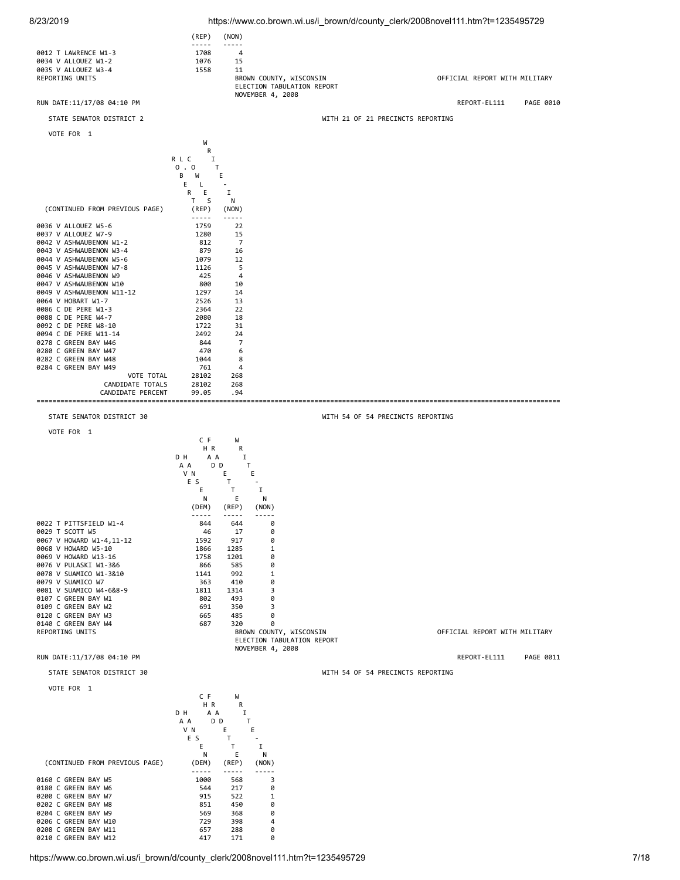| | (REP) | (NON) |
|---|---|---|
| 0012 T LAWRENCE W1-3 | 1708 | 4 |
| 0034 V ALLOUEZ W1-2 | 1076 | 15 |
| 0035 V ALLOUEZ W3-4 | 1558 | 11 |

REPORTING UNITS

BROWN COUNTY, WISCONSIN
ELECTION TABULATION REPORT
NOVEMBER 4, 2008

OFFICIAL REPORT WITH MILITARY

RUN DATE:11/17/08 04:10 PM

REPORT-EL111 PAGE 0010

STATE SENATOR DISTRICT 2

WITH 21 OF 21 PRECINCTS REPORTING

VOTE FOR 1

| (CONTINUED FROM PREVIOUS PAGE) | ROB COWLES (REP) | WRITE-IN (NON) |
|---|---|---|
| 0036 V ALLOUEZ W5-6 | 1759 | 22 |
| 0037 V ALLOUEZ W7-9 | 1280 | 15 |
| 0042 V ASHWAUBENON W1-2 | 812 | 7 |
| 0043 V ASHWAUBENON W3-4 | 879 | 16 |
| 0044 V ASHWAUBENON W5-6 | 1079 | 12 |
| 0045 V ASHWAUBENON W7-8 | 1126 | 5 |
| 0046 V ASHWAUBENON W9 | 425 | 4 |
| 0047 V ASHWAUBENON W10 | 800 | 10 |
| 0049 V ASHWAUBENON W11-12 | 1297 | 14 |
| 0064 V HOBART W1-7 | 2526 | 13 |
| 0086 C DE PERE W1-3 | 2364 | 22 |
| 0088 C DE PERE W4-7 | 2080 | 18 |
| 0092 C DE PERE W8-10 | 1722 | 31 |
| 0094 C DE PERE W11-14 | 2492 | 24 |
| 0278 C GREEN BAY W46 | 844 | 7 |
| 0280 C GREEN BAY W47 | 470 | 6 |
| 0282 C GREEN BAY W48 | 1044 | 8 |
| 0284 C GREEN BAY W49 | 761 | 4 |
| VOTE TOTAL | 28102 | 268 |
| CANDIDATE TOTALS | 28102 | 268 |
| CANDIDATE PERCENT | 99.05 | .94 |

STATE SENATOR DISTRICT 30

WITH 54 OF 54 PRECINCTS REPORTING

VOTE FOR 1

| | DAVE HANSEN (DEM) | CHAD FRADETTE (REP) | WRITE-IN (NON) |
|---|---|---|---|
| 0022 T PITTSFIELD W1-4 | 844 | 644 | 0 |
| 0029 T SCOTT W5 | 46 | 17 | 0 |
| 0067 V HOWARD W1-4,11-12 | 1592 | 917 | 0 |
| 0068 V HOWARD W5-10 | 1866 | 1285 | 1 |
| 0069 V HOWARD W13-16 | 1758 | 1201 | 0 |
| 0076 V PULASKI W1-3&6 | 866 | 585 | 0 |
| 0078 V SUAMICO W1-3&10 | 1141 | 992 | 1 |
| 0079 V SUAMICO W7 | 363 | 410 | 0 |
| 0081 V SUAMICO W4-6&8-9 | 1811 | 1314 | 3 |
| 0107 C GREEN BAY W1 | 802 | 493 | 0 |
| 0109 C GREEN BAY W2 | 691 | 350 | 3 |
| 0120 C GREEN BAY W3 | 665 | 485 | 0 |
| 0140 C GREEN BAY W4 | 687 | 320 | 0 |

REPORTING UNITS

BROWN COUNTY, WISCONSIN
ELECTION TABULATION REPORT
NOVEMBER 4, 2008

OFFICIAL REPORT WITH MILITARY

RUN DATE:11/17/08 04:10 PM

REPORT-EL111 PAGE 0011

STATE SENATOR DISTRICT 30

WITH 54 OF 54 PRECINCTS REPORTING

VOTE FOR 1

| (CONTINUED FROM PREVIOUS PAGE) | DAVE HANSEN (DEM) | CHAD FRADETTE (REP) | WRITE-IN (NON) |
|---|---|---|---|
| 0160 C GREEN BAY W5 | 1000 | 568 | 3 |
| 0180 C GREEN BAY W6 | 544 | 217 | 0 |
| 0200 C GREEN BAY W7 | 915 | 522 | 1 |
| 0202 C GREEN BAY W8 | 851 | 450 | 0 |
| 0204 C GREEN BAY W9 | 569 | 368 | 0 |
| 0206 C GREEN BAY W10 | 729 | 398 | 4 |
| 0208 C GREEN BAY W11 | 657 | 288 | 0 |
| 0210 C GREEN BAY W12 | 417 | 171 | 0 |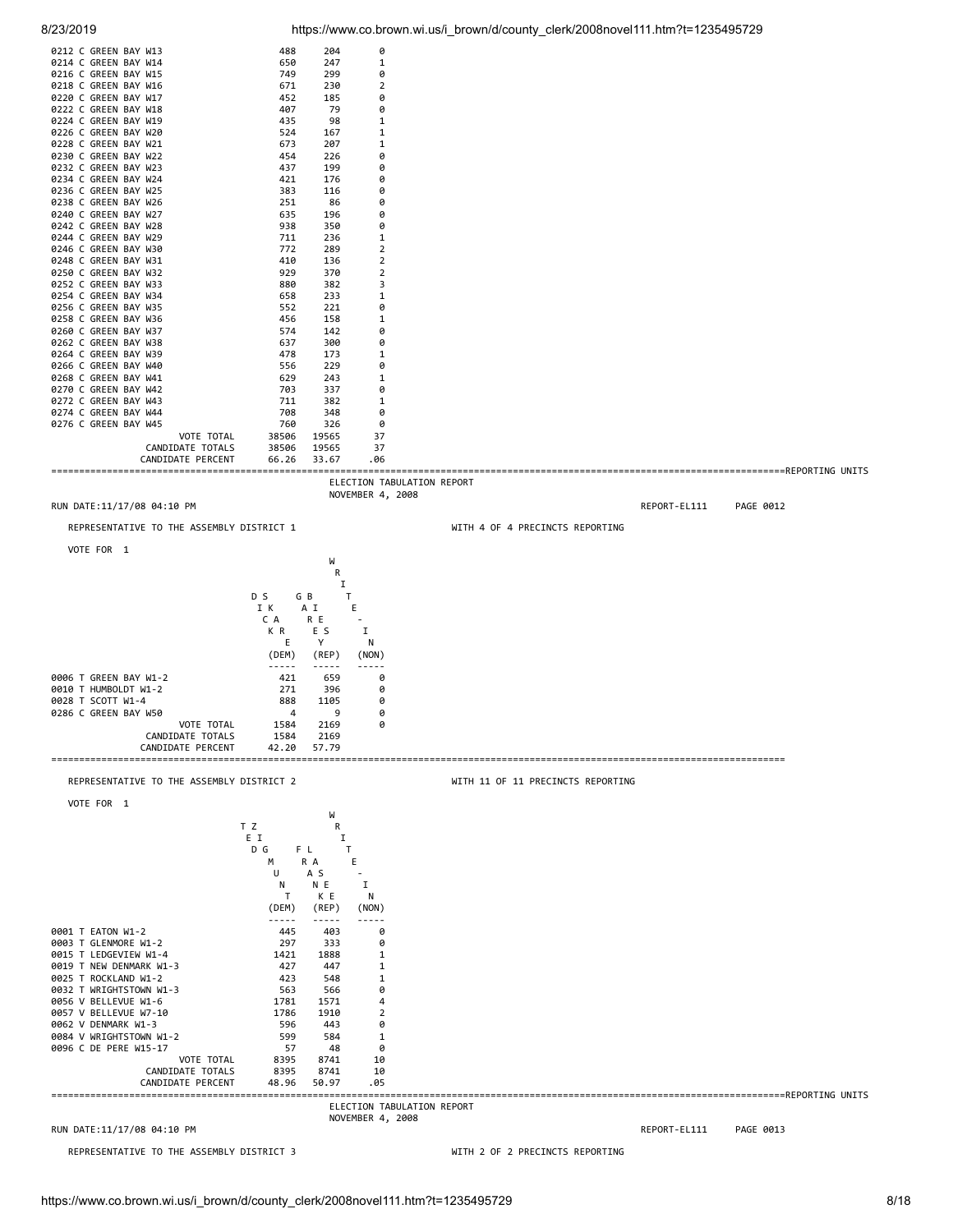| | | | |
|---|---|---|---|
| 0212 C GREEN BAY W13 | 488 | 204 | 0 |
| 0214 C GREEN BAY W14 | 650 | 247 | 1 |
| 0216 C GREEN BAY W15 | 749 | 299 | 0 |
| 0218 C GREEN BAY W16 | 671 | 230 | 2 |
| 0220 C GREEN BAY W17 | 452 | 185 | 0 |
| 0222 C GREEN BAY W18 | 407 | 79 | 0 |
| 0224 C GREEN BAY W19 | 435 | 98 | 1 |
| 0226 C GREEN BAY W20 | 524 | 167 | 1 |
| 0228 C GREEN BAY W21 | 673 | 207 | 1 |
| 0230 C GREEN BAY W22 | 454 | 226 | 0 |
| 0232 C GREEN BAY W23 | 437 | 199 | 0 |
| 0234 C GREEN BAY W24 | 421 | 176 | 0 |
| 0236 C GREEN BAY W25 | 383 | 116 | 0 |
| 0238 C GREEN BAY W26 | 251 | 86 | 0 |
| 0240 C GREEN BAY W27 | 635 | 196 | 0 |
| 0242 C GREEN BAY W28 | 938 | 350 | 0 |
| 0244 C GREEN BAY W29 | 711 | 236 | 1 |
| 0246 C GREEN BAY W30 | 772 | 289 | 2 |
| 0248 C GREEN BAY W31 | 410 | 136 | 2 |
| 0250 C GREEN BAY W32 | 929 | 370 | 2 |
| 0252 C GREEN BAY W33 | 880 | 382 | 3 |
| 0254 C GREEN BAY W34 | 658 | 233 | 1 |
| 0256 C GREEN BAY W35 | 552 | 221 | 0 |
| 0258 C GREEN BAY W36 | 456 | 158 | 1 |
| 0260 C GREEN BAY W37 | 574 | 142 | 0 |
| 0262 C GREEN BAY W38 | 637 | 300 | 0 |
| 0264 C GREEN BAY W39 | 478 | 173 | 1 |
| 0266 C GREEN BAY W40 | 556 | 229 | 0 |
| 0268 C GREEN BAY W41 | 629 | 243 | 1 |
| 0270 C GREEN BAY W42 | 703 | 337 | 0 |
| 0272 C GREEN BAY W43 | 711 | 382 | 1 |
| 0274 C GREEN BAY W44 | 708 | 348 | 0 |
| 0276 C GREEN BAY W45 | 760 | 326 | 0 |
| VOTE TOTAL | 38506 | 19565 | 37 |
| CANDIDATE TOTALS | 38506 | 19565 | 37 |
| CANDIDATE PERCENT | 66.26 | 33.67 | .06 |

=====REPORTING UNITS

ELECTION TABULATION REPORT
NOVEMBER 4, 2008

RUN DATE:11/17/08 04:10 PM REPORT-EL111 PAGE 0012

REPRESENTATIVE TO THE ASSEMBLY DISTRICT 1 WITH 4 OF 4 PRECINCTS REPORTING

VOTE FOR 1

| | DISKA SKAR KRE (DEM) | GAB BIE AIES REY (REP) | WRITE-IN (NON) |
|---|---|---|---|
| 0006 T GREEN BAY W1-2 | 421 | 659 | 0 |
| 0010 T HUMBOLDT W1-2 | 271 | 396 | 0 |
| 0028 T SCOTT W1-4 | 888 | 1105 | 0 |
| 0286 C GREEN BAY W50 | 4 | 9 | 0 |
| VOTE TOTAL | 1584 | 2169 | 0 |
| CANDIDATE TOTALS | 1584 | 2169 | |
| CANDIDATE PERCENT | 42.20 | 57.79 | |

REPRESENTATIVE TO THE ASSEMBLY DISTRICT 2 WITH 11 OF 11 PRECINCTS REPORTING

VOTE FOR 1

| | TEIDGMUNT / ZIG (DEM) | FRALASNEKE (REP) | WRITE-IN (NON) |
|---|---|---|---|
| 0001 T EATON W1-2 | 445 | 403 | 0 |
| 0003 T GLENMORE W1-2 | 297 | 333 | 0 |
| 0015 T LEDGEVIEW W1-4 | 1421 | 1888 | 1 |
| 0019 T NEW DENMARK W1-3 | 427 | 447 | 1 |
| 0025 T ROCKLAND W1-2 | 423 | 548 | 1 |
| 0032 T WRIGHTSTOWN W1-3 | 563 | 566 | 0 |
| 0056 V BELLEVUE W1-6 | 1781 | 1571 | 4 |
| 0057 V BELLEVUE W7-10 | 1786 | 1910 | 2 |
| 0062 V DENMARK W1-3 | 596 | 443 | 0 |
| 0084 V WRIGHTSTOWN W1-2 | 599 | 584 | 1 |
| 0096 C DE PERE W15-17 | 57 | 48 | 0 |
| VOTE TOTAL | 8395 | 8741 | 10 |
| CANDIDATE TOTALS | 8395 | 8741 | 10 |
| CANDIDATE PERCENT | 48.96 | 50.97 | .05 |

=====REPORTING UNITS

ELECTION TABULATION REPORT
NOVEMBER 4, 2008

RUN DATE:11/17/08 04:10 PM REPORT-EL111 PAGE 0013

REPRESENTATIVE TO THE ASSEMBLY DISTRICT 3 WITH 2 OF 2 PRECINCTS REPORTING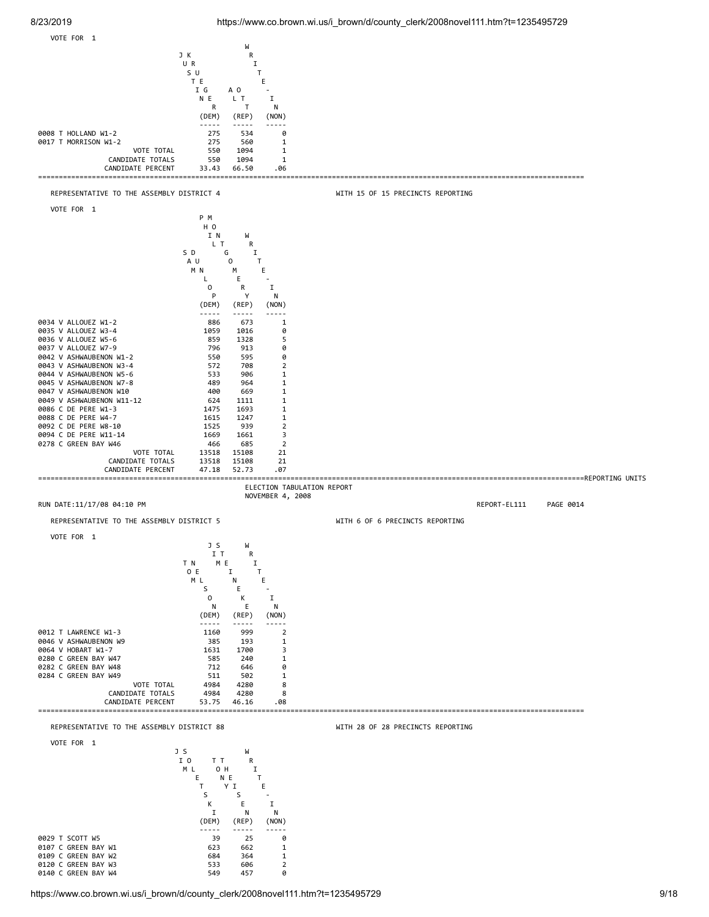VOTE FOR 1

| | JUSTIN KERN (DEM) | KATOR... (REP) | WRITE-IN (NON) |
|---|---|---|---|
| 0008 T HOLLAND W1-2 | 275 | 534 | 0 |
| 0017 T MORRISON W1-2 | 275 | 560 | 1 |
| VOTE TOTAL | 550 | 1094 | 1 |
| CANDIDATE TOTALS | 550 | 1094 | 1 |
| CANDIDATE PERCENT | 33.43 | 66.50 | .06 |

REPRESENTATIVE TO THE ASSEMBLY DISTRICT 4 WITH 15 OF 15 PRECINCTS REPORTING

VOTE FOR 1

| | SAM DUNLOP (DEM) | PHIL MONTGOMERY (REP) | WRITE-IN (NON) |
|---|---|---|---|
| 0034 V ALLOUEZ W1-2 | 886 | 673 | 1 |
| 0035 V ALLOUEZ W3-4 | 1059 | 1016 | 0 |
| 0036 V ALLOUEZ W5-6 | 859 | 1328 | 5 |
| 0037 V ALLOUEZ W7-9 | 796 | 913 | 0 |
| 0042 V ASHWAUBENON W1-2 | 550 | 595 | 0 |
| 0043 V ASHWAUBENON W3-4 | 572 | 708 | 2 |
| 0044 V ASHWAUBENON W5-6 | 533 | 906 | 1 |
| 0045 V ASHWAUBENON W7-8 | 489 | 964 | 1 |
| 0047 V ASHWAUBENON W10 | 400 | 669 | 1 |
| 0049 V ASHWAUBENON W11-12 | 624 | 1111 | 1 |
| 0086 C DE PERE W1-3 | 1475 | 1693 | 1 |
| 0088 C DE PERE W4-7 | 1615 | 1247 | 1 |
| 0092 C DE PERE W8-10 | 1525 | 939 | 2 |
| 0094 C DE PERE W11-14 | 1669 | 1661 | 3 |
| 0278 C GREEN BAY W46 | 466 | 685 | 2 |
| VOTE TOTAL | 13518 | 15108 | 21 |
| CANDIDATE TOTALS | 13518 | 15108 | 21 |
| CANDIDATE PERCENT | 47.18 | 52.73 | .07 |

REPORTING UNITS

ELECTION TABULATION REPORT
NOVEMBER 4, 2008

RUN DATE:11/17/08 04:10 PM REPORT-EL111 PAGE 0014

REPRESENTATIVE TO THE ASSEMBLY DISTRICT 5 WITH 6 OF 6 PRECINCTS REPORTING

VOTE FOR 1

| | TOM NELSON (DEM) | JIM STEINEKE (REP) | WRITE-IN (NON) |
|---|---|---|---|
| 0012 T LAWRENCE W1-3 | 1160 | 999 | 2 |
| 0046 V ASHWAUBENON W9 | 385 | 193 | 1 |
| 0064 V HOBART W1-7 | 1631 | 1700 | 3 |
| 0280 C GREEN BAY W47 | 585 | 240 | 1 |
| 0282 C GREEN BAY W48 | 712 | 646 | 0 |
| 0284 C GREEN BAY W49 | 511 | 502 | 1 |
| VOTE TOTAL | 4984 | 4280 | 8 |
| CANDIDATE TOTALS | 4984 | 4280 | 8 |
| CANDIDATE PERCENT | 53.75 | 46.16 | .08 |

REPRESENTATIVE TO THE ASSEMBLY DISTRICT 88 WITH 28 OF 28 PRECINCTS REPORTING

VOTE FOR 1

| | JIM SOLETSKI (DEM) | TOTH THEYSSEN (REP) | WRITE-IN (NON) |
|---|---|---|---|
| 0029 T SCOTT W5 | 39 | 25 | 0 |
| 0107 C GREEN BAY W1 | 623 | 662 | 1 |
| 0109 C GREEN BAY W2 | 684 | 364 | 1 |
| 0120 C GREEN BAY W3 | 533 | 606 | 2 |
| 0140 C GREEN BAY W4 | 549 | 457 | 0 |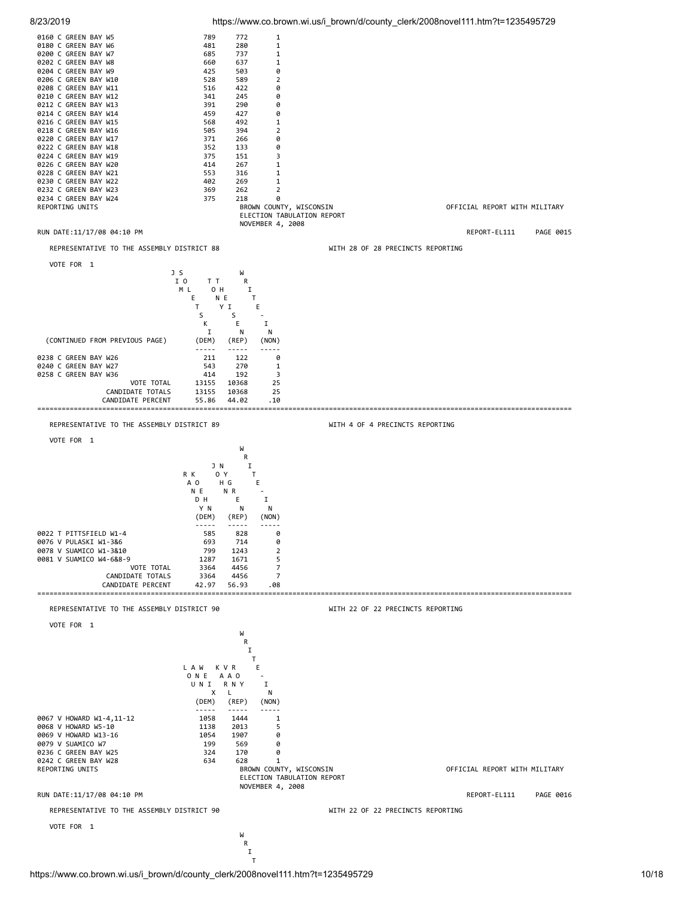| | | | |
|---|---|---|---|
| 0160 C GREEN BAY W5 | 789 | 772 | 1 |
| 0180 C GREEN BAY W6 | 481 | 280 | 1 |
| 0200 C GREEN BAY W7 | 685 | 737 | 1 |
| 0202 C GREEN BAY W8 | 660 | 637 | 1 |
| 0204 C GREEN BAY W9 | 425 | 503 | 0 |
| 0206 C GREEN BAY W10 | 528 | 589 | 2 |
| 0208 C GREEN BAY W11 | 516 | 422 | 0 |
| 0210 C GREEN BAY W12 | 341 | 245 | 0 |
| 0212 C GREEN BAY W13 | 391 | 290 | 0 |
| 0214 C GREEN BAY W14 | 459 | 427 | 0 |
| 0216 C GREEN BAY W15 | 568 | 492 | 1 |
| 0218 C GREEN BAY W16 | 505 | 394 | 2 |
| 0220 C GREEN BAY W17 | 371 | 266 | 0 |
| 0222 C GREEN BAY W18 | 352 | 133 | 0 |
| 0224 C GREEN BAY W19 | 375 | 151 | 3 |
| 0226 C GREEN BAY W20 | 414 | 267 | 1 |
| 0228 C GREEN BAY W21 | 553 | 316 | 1 |
| 0230 C GREEN BAY W22 | 402 | 269 | 1 |
| 0232 C GREEN BAY W23 | 369 | 262 | 2 |
| 0234 C GREEN BAY W24 | 375 | 218 | 0 |

REPORTING UNITS

BROWN COUNTY, WISCONSIN
ELECTION TABULATION REPORT
NOVEMBER 4, 2008

OFFICIAL REPORT WITH MILITARY

RUN DATE:11/17/08 04:10 PM

REPORT-EL111 PAGE 0015

REPRESENTATIVE TO THE ASSEMBLY DISTRICT 88 WITH 28 OF 28 PRECINCTS REPORTING

VOTE FOR 1

| (CONTINUED FROM PREVIOUS PAGE) | JIM SOLETSKI (DEM) | TOM THEYSEN (REP) | WRITE-IN (NON) |
|---|---|---|---|
| 0238 C GREEN BAY W26 | 211 | 122 | 0 |
| 0240 C GREEN BAY W27 | 543 | 270 | 1 |
| 0258 C GREEN BAY W36 | 414 | 192 | 3 |
| VOTE TOTAL | 13155 | 10368 | 25 |
| CANDIDATE TOTALS | 13155 | 10368 | 25 |
| CANDIDATE PERCENT | 55.86 | 44.02 | .10 |

REPRESENTATIVE TO THE ASSEMBLY DISTRICT 89 WITH 4 OF 4 PRECINCTS REPORTING

VOTE FOR 1

| | RANDY KOEHN (DEM) | JOHN NYGREN (REP) | WRITE-IN (NON) |
|---|---|---|---|
| 0022 T PITTSFIELD W1-4 | 585 | 828 | 0 |
| 0076 V PULASKI W1-3&6 | 693 | 714 | 0 |
| 0078 V SUAMICO W1-3&10 | 799 | 1243 | 2 |
| 0081 V SUAMICO W4-6&8-9 | 1287 | 1671 | 5 |
| VOTE TOTAL | 3364 | 4456 | 7 |
| CANDIDATE TOTALS | 3364 | 4456 | 7 |
| CANDIDATE PERCENT | 42.97 | 56.93 | .08 |

REPRESENTATIVE TO THE ASSEMBLY DISTRICT 90 WITH 22 OF 22 PRECINCTS REPORTING

VOTE FOR 1

| | LOU ANNE WIX (DEM) | KAREN VAN ROY L (REP) | WRITE-IN (NON) |
|---|---|---|---|
| 0067 V HOWARD W1-4,11-12 | 1058 | 1444 | 1 |
| 0068 V HOWARD W5-10 | 1138 | 2013 | 5 |
| 0069 V HOWARD W13-16 | 1054 | 1907 | 0 |
| 0079 V SUAMICO W7 | 199 | 569 | 0 |
| 0236 C GREEN BAY W25 | 324 | 170 | 0 |
| 0242 C GREEN BAY W28 | 634 | 628 | 1 |

REPORTING UNITS

BROWN COUNTY, WISCONSIN
ELECTION TABULATION REPORT
NOVEMBER 4, 2008

OFFICIAL REPORT WITH MILITARY

RUN DATE:11/17/08 04:10 PM

REPORT-EL111 PAGE 0016

REPRESENTATIVE TO THE ASSEMBLY DISTRICT 90 WITH 22 OF 22 PRECINCTS REPORTING

VOTE FOR 1

WRIT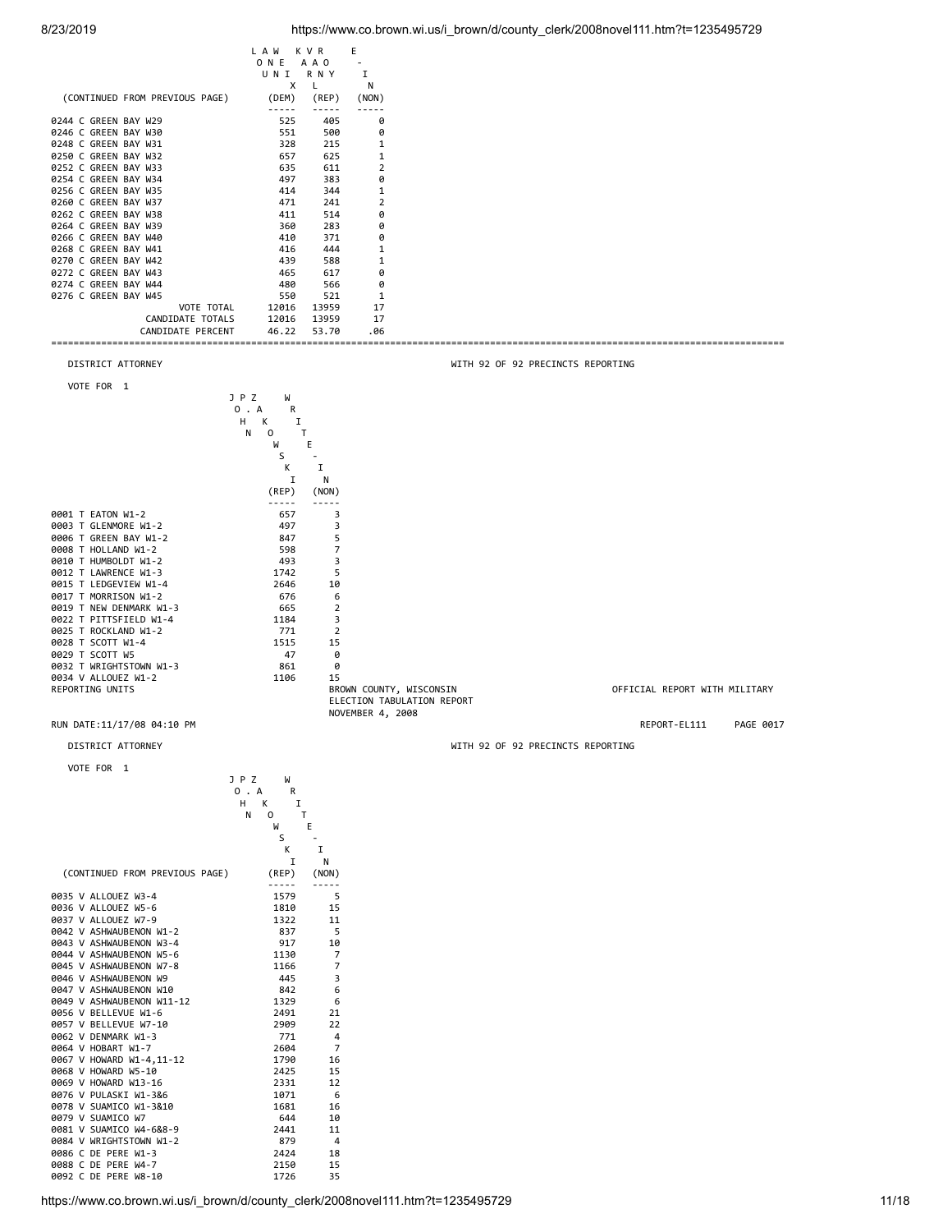| (CONTINUED FROM PREVIOUS PAGE) | LAWNIX ONEUIX (DEM) | KVRAAORNYL (REP) | E-IN (NON) |
|---|---|---|---|
| 0244 C GREEN BAY W29 | 525 | 405 | 0 |
| 0246 C GREEN BAY W30 | 551 | 500 | 0 |
| 0248 C GREEN BAY W31 | 328 | 215 | 1 |
| 0250 C GREEN BAY W32 | 657 | 625 | 1 |
| 0252 C GREEN BAY W33 | 635 | 611 | 2 |
| 0254 C GREEN BAY W34 | 497 | 383 | 0 |
| 0256 C GREEN BAY W35 | 414 | 344 | 1 |
| 0260 C GREEN BAY W37 | 471 | 241 | 2 |
| 0262 C GREEN BAY W38 | 411 | 514 | 0 |
| 0264 C GREEN BAY W39 | 360 | 283 | 0 |
| 0266 C GREEN BAY W40 | 410 | 371 | 0 |
| 0268 C GREEN BAY W41 | 416 | 444 | 1 |
| 0270 C GREEN BAY W42 | 439 | 588 | 1 |
| 0272 C GREEN BAY W43 | 465 | 617 | 0 |
| 0274 C GREEN BAY W44 | 480 | 566 | 0 |
| 0276 C GREEN BAY W45 | 550 | 521 | 1 |
| VOTE TOTAL | 12016 | 13959 | 17 |
| CANDIDATE TOTALS | 12016 | 13959 | 17 |
| CANDIDATE PERCENT | 46.22 | 53.70 | .06 |

DISTRICT ATTORNEY — WITH 92 OF 92 PRECINCTS REPORTING

VOTE FOR 1

| | JOHN P. ZAKOWSKI (REP) | WRITE-IN (NON) |
|---|---|---|
| 0001 T EATON W1-2 | 657 | 3 |
| 0003 T GLENMORE W1-2 | 497 | 3 |
| 0006 T GREEN BAY W1-2 | 847 | 5 |
| 0008 T HOLLAND W1-2 | 598 | 7 |
| 0010 T HUMBOLDT W1-2 | 493 | 3 |
| 0012 T LAWRENCE W1-3 | 1742 | 5 |
| 0015 T LEDGEVIEW W1-4 | 2646 | 10 |
| 0017 T MORRISON W1-2 | 676 | 6 |
| 0019 T NEW DENMARK W1-3 | 665 | 2 |
| 0022 T PITTSFIELD W1-4 | 1184 | 3 |
| 0025 T ROCKLAND W1-2 | 771 | 2 |
| 0028 T SCOTT W1-4 | 1515 | 15 |
| 0029 T SCOTT W5 | 47 | 0 |
| 0032 T WRIGHTSTOWN W1-3 | 861 | 0 |
| 0034 V ALLOUEZ W1-2 | 1106 | 15 |

REPORTING UNITS

BROWN COUNTY, WISCONSIN
ELECTION TABULATION REPORT
NOVEMBER 4, 2008

OFFICIAL REPORT WITH MILITARY

RUN DATE:11/17/08 04:10 PM — REPORT-EL111 PAGE 0017

DISTRICT ATTORNEY — WITH 92 OF 92 PRECINCTS REPORTING

VOTE FOR 1

| (CONTINUED FROM PREVIOUS PAGE) | JOHN P. ZAKOWSKI (REP) | WRITE-IN (NON) |
|---|---|---|
| 0035 V ALLOUEZ W3-4 | 1579 | 5 |
| 0036 V ALLOUEZ W5-6 | 1810 | 15 |
| 0037 V ALLOUEZ W7-9 | 1322 | 11 |
| 0042 V ASHWAUBENON W1-2 | 837 | 5 |
| 0043 V ASHWAUBENON W3-4 | 917 | 10 |
| 0044 V ASHWAUBENON W5-6 | 1130 | 7 |
| 0045 V ASHWAUBENON W7-8 | 1166 | 7 |
| 0046 V ASHWAUBENON W9 | 445 | 3 |
| 0047 V ASHWAUBENON W10 | 842 | 6 |
| 0049 V ASHWAUBENON W11-12 | 1329 | 6 |
| 0056 V BELLEVUE W1-6 | 2491 | 21 |
| 0057 V BELLEVUE W7-10 | 2909 | 22 |
| 0062 V DENMARK W1-3 | 771 | 4 |
| 0064 V HOBART W1-7 | 2604 | 7 |
| 0067 V HOWARD W1-4,11-12 | 1790 | 16 |
| 0068 V HOWARD W5-10 | 2425 | 15 |
| 0069 V HOWARD W13-16 | 2331 | 12 |
| 0076 V PULASKI W1-3&6 | 1071 | 6 |
| 0078 V SUAMICO W1-3&10 | 1681 | 16 |
| 0079 V SUAMICO W7 | 644 | 10 |
| 0081 V SUAMICO W4-6&8-9 | 2441 | 11 |
| 0084 V WRIGHTSTOWN W1-2 | 879 | 4 |
| 0086 C DE PERE W1-3 | 2424 | 18 |
| 0088 C DE PERE W4-7 | 2150 | 15 |
| 0092 C DE PERE W8-10 | 1726 | 35 |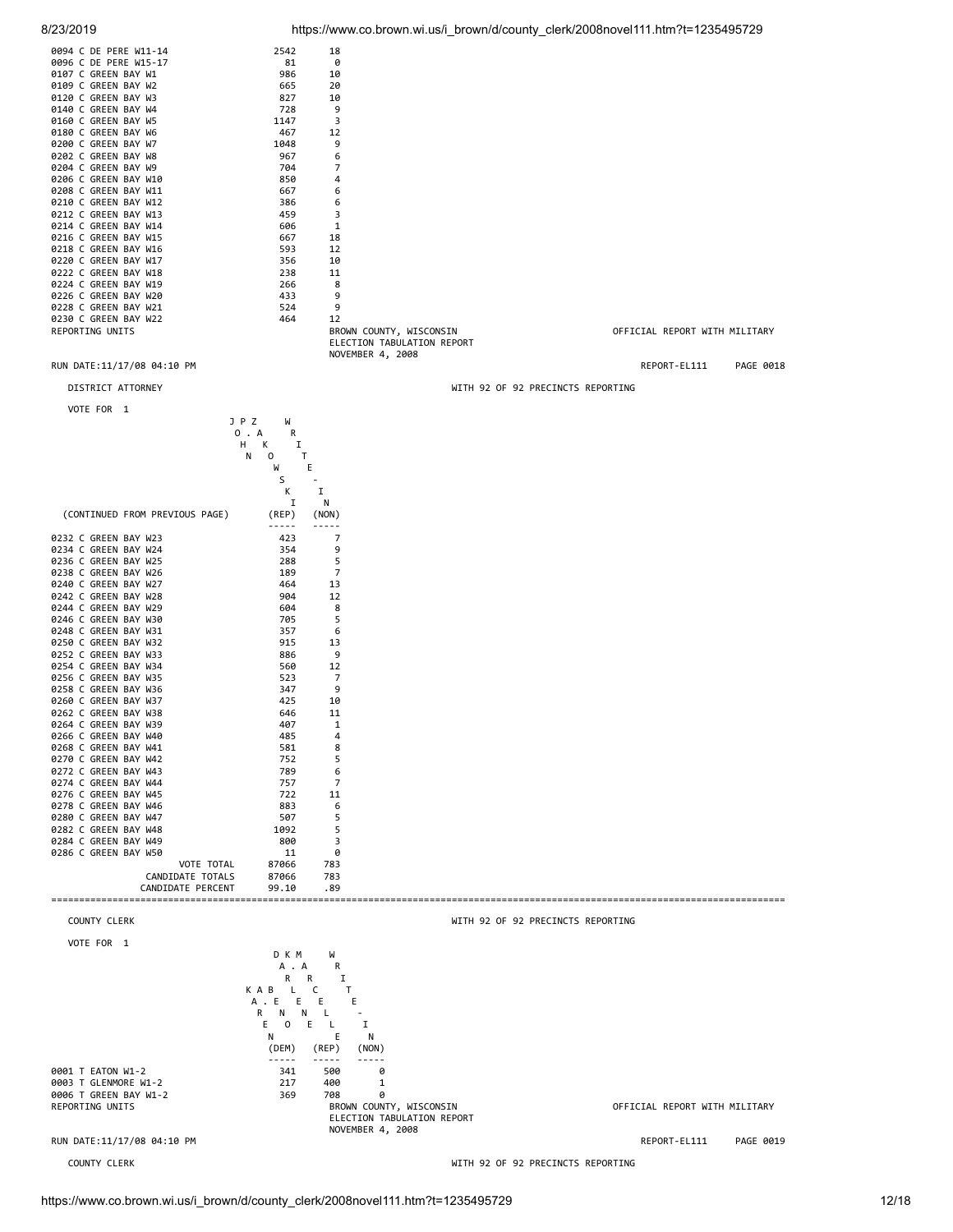| | | |
|---|---|---|
| 0094 C DE PERE W11-14 | 2542 | 18 |
| 0096 C DE PERE W15-17 | 81 | 0 |
| 0107 C GREEN BAY W1 | 986 | 10 |
| 0109 C GREEN BAY W2 | 665 | 20 |
| 0120 C GREEN BAY W3 | 827 | 10 |
| 0140 C GREEN BAY W4 | 728 | 9 |
| 0160 C GREEN BAY W5 | 1147 | 3 |
| 0180 C GREEN BAY W6 | 467 | 12 |
| 0200 C GREEN BAY W7 | 1048 | 9 |
| 0202 C GREEN BAY W8 | 967 | 6 |
| 0204 C GREEN BAY W9 | 704 | 7 |
| 0206 C GREEN BAY W10 | 850 | 4 |
| 0208 C GREEN BAY W11 | 667 | 6 |
| 0210 C GREEN BAY W12 | 386 | 6 |
| 0212 C GREEN BAY W13 | 459 | 3 |
| 0214 C GREEN BAY W14 | 606 | 1 |
| 0216 C GREEN BAY W15 | 667 | 18 |
| 0218 C GREEN BAY W16 | 593 | 12 |
| 0220 C GREEN BAY W17 | 356 | 10 |
| 0222 C GREEN BAY W18 | 238 | 11 |
| 0224 C GREEN BAY W19 | 266 | 8 |
| 0226 C GREEN BAY W20 | 433 | 9 |
| 0228 C GREEN BAY W21 | 524 | 9 |
| 0230 C GREEN BAY W22 | 464 | 12 |

REPORTING UNITS

BROWN COUNTY, WISCONSIN
ELECTION TABULATION REPORT
NOVEMBER 4, 2008

OFFICIAL REPORT WITH MILITARY

RUN DATE:11/17/08 04:10 PM

REPORT-EL111 PAGE 0018

DISTRICT ATTORNEY

WITH 92 OF 92 PRECINCTS REPORTING

VOTE FOR 1

| (CONTINUED FROM PREVIOUS PAGE) | JOHN P. ZAKOWSKI (REP) | WRITE-IN (NON) |
|---|---|---|
| 0232 C GREEN BAY W23 | 423 | 7 |
| 0234 C GREEN BAY W24 | 354 | 9 |
| 0236 C GREEN BAY W25 | 288 | 5 |
| 0238 C GREEN BAY W26 | 189 | 7 |
| 0240 C GREEN BAY W27 | 464 | 13 |
| 0242 C GREEN BAY W28 | 904 | 12 |
| 0244 C GREEN BAY W29 | 604 | 8 |
| 0246 C GREEN BAY W30 | 705 | 5 |
| 0248 C GREEN BAY W31 | 357 | 6 |
| 0250 C GREEN BAY W32 | 915 | 13 |
| 0252 C GREEN BAY W33 | 886 | 9 |
| 0254 C GREEN BAY W34 | 560 | 12 |
| 0256 C GREEN BAY W35 | 523 | 7 |
| 0258 C GREEN BAY W36 | 347 | 9 |
| 0260 C GREEN BAY W37 | 425 | 10 |
| 0262 C GREEN BAY W38 | 646 | 11 |
| 0264 C GREEN BAY W39 | 407 | 1 |
| 0266 C GREEN BAY W40 | 485 | 4 |
| 0268 C GREEN BAY W41 | 581 | 8 |
| 0270 C GREEN BAY W42 | 752 | 5 |
| 0272 C GREEN BAY W43 | 789 | 6 |
| 0274 C GREEN BAY W44 | 757 | 7 |
| 0276 C GREEN BAY W45 | 722 | 11 |
| 0278 C GREEN BAY W46 | 883 | 6 |
| 0280 C GREEN BAY W47 | 507 | 5 |
| 0282 C GREEN BAY W48 | 1092 | 5 |
| 0284 C GREEN BAY W49 | 800 | 3 |
| 0286 C GREEN BAY W50 | 11 | 0 |
| VOTE TOTAL | 87066 | 783 |
| CANDIDATE TOTALS | 87066 | 783 |
| CANDIDATE PERCENT | 99.10 | .89 |

COUNTY CLERK

WITH 92 OF 92 PRECINCTS REPORTING

VOTE FOR 1

| | KAREN ANN BEHNKE (DEM) | DARLENE K. MARCELLE (REP) | WRITE-IN (NON) |
|---|---|---|---|
| 0001 T EATON W1-2 | 341 | 500 | 0 |
| 0003 T GLENMORE W1-2 | 217 | 400 | 1 |
| 0006 T GREEN BAY W1-2 | 369 | 708 | 0 |

REPORTING UNITS

BROWN COUNTY, WISCONSIN
ELECTION TABULATION REPORT
NOVEMBER 4, 2008

OFFICIAL REPORT WITH MILITARY

RUN DATE:11/17/08 04:10 PM

REPORT-EL111 PAGE 0019

COUNTY CLERK

WITH 92 OF 92 PRECINCTS REPORTING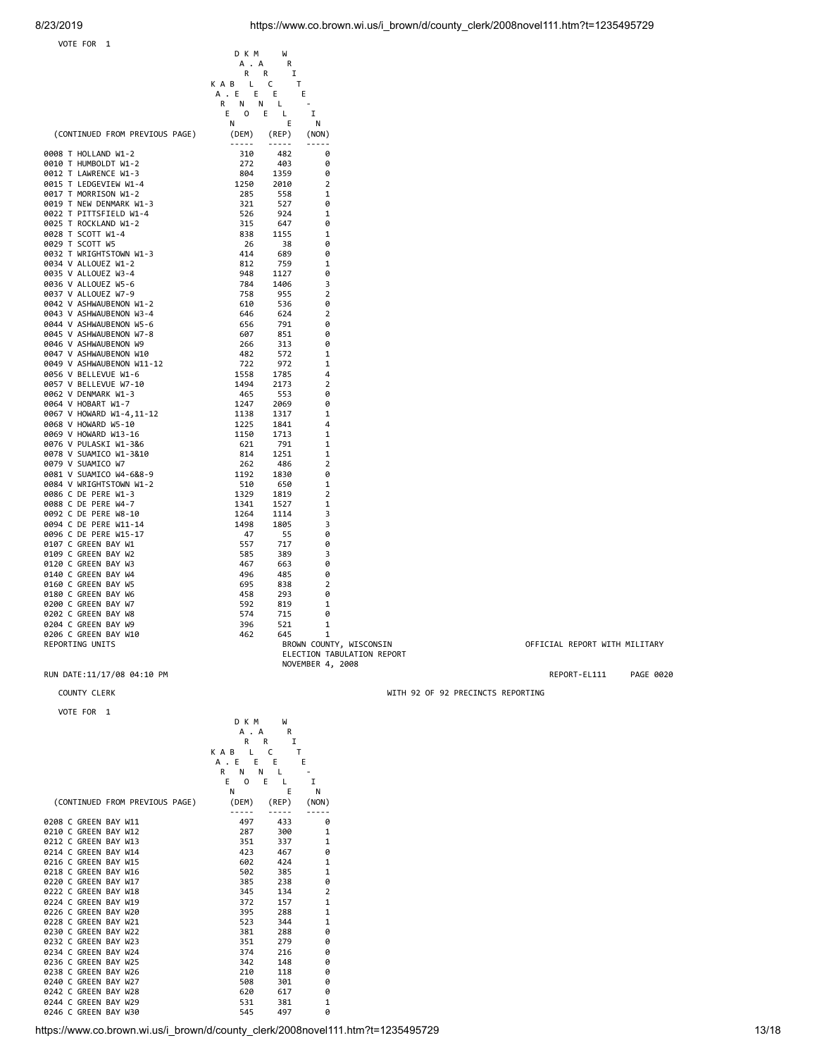VOTE FOR 1

| (CONTINUED FROM PREVIOUS PAGE) | KAREN ELLEN BERNDT (DEM) | DAVE KARL MARCELLE (REP) | WRITE-IN (NON) |
|---|---|---|---|
| 0008 T HOLLAND W1-2 | 310 | 482 | 0 |
| 0010 T HUMBOLDT W1-2 | 272 | 403 | 0 |
| 0012 T LAWRENCE W1-3 | 804 | 1359 | 0 |
| 0015 T LEDGEVIEW W1-4 | 1250 | 2010 | 2 |
| 0017 T MORRISON W1-2 | 285 | 558 | 1 |
| 0019 T NEW DENMARK W1-3 | 321 | 527 | 0 |
| 0022 T PITTSFIELD W1-4 | 526 | 924 | 1 |
| 0025 T ROCKLAND W1-2 | 315 | 647 | 0 |
| 0028 T SCOTT W1-4 | 838 | 1155 | 1 |
| 0029 T SCOTT W5 | 26 | 38 | 0 |
| 0032 T WRIGHTSTOWN W1-3 | 414 | 689 | 0 |
| 0034 V ALLOUEZ W1-2 | 812 | 759 | 1 |
| 0035 V ALLOUEZ W3-4 | 948 | 1127 | 0 |
| 0036 V ALLOUEZ W5-6 | 784 | 1406 | 3 |
| 0037 V ALLOUEZ W7-9 | 758 | 955 | 2 |
| 0042 V ASHWAUBENON W1-2 | 610 | 536 | 0 |
| 0043 V ASHWAUBENON W3-4 | 646 | 624 | 2 |
| 0044 V ASHWAUBENON W5-6 | 656 | 791 | 0 |
| 0045 V ASHWAUBENON W7-8 | 607 | 851 | 0 |
| 0046 V ASHWAUBENON W9 | 266 | 313 | 0 |
| 0047 V ASHWAUBENON W10 | 482 | 572 | 1 |
| 0049 V ASHWAUBENON W11-12 | 722 | 972 | 1 |
| 0056 V BELLEVUE W1-6 | 1558 | 1785 | 4 |
| 0057 V BELLEVUE W7-10 | 1494 | 2173 | 2 |
| 0062 V DENMARK W1-3 | 465 | 553 | 0 |
| 0064 V HOBART W1-7 | 1247 | 2069 | 0 |
| 0067 V HOWARD W1-4,11-12 | 1138 | 1317 | 1 |
| 0068 V HOWARD W5-10 | 1225 | 1841 | 4 |
| 0069 V HOWARD W13-16 | 1150 | 1713 | 1 |
| 0076 V PULASKI W1-3&6 | 621 | 791 | 1 |
| 0078 V SUAMICO W1-3&10 | 814 | 1251 | 1 |
| 0079 V SUAMICO W7 | 262 | 486 | 2 |
| 0081 V SUAMICO W4-6&8-9 | 1192 | 1830 | 0 |
| 0084 V WRIGHTSTOWN W1-2 | 510 | 650 | 1 |
| 0086 C DE PERE W1-3 | 1329 | 1819 | 2 |
| 0088 C DE PERE W4-7 | 1341 | 1527 | 1 |
| 0092 C DE PERE W8-10 | 1264 | 1114 | 3 |
| 0094 C DE PERE W11-14 | 1498 | 1805 | 3 |
| 0096 C DE PERE W15-17 | 47 | 55 | 0 |
| 0107 C GREEN BAY W1 | 557 | 717 | 0 |
| 0109 C GREEN BAY W2 | 585 | 389 | 3 |
| 0120 C GREEN BAY W3 | 467 | 663 | 0 |
| 0140 C GREEN BAY W4 | 496 | 485 | 0 |
| 0160 C GREEN BAY W5 | 695 | 838 | 2 |
| 0180 C GREEN BAY W6 | 458 | 293 | 0 |
| 0200 C GREEN BAY W7 | 592 | 819 | 1 |
| 0202 C GREEN BAY W8 | 574 | 715 | 0 |
| 0204 C GREEN BAY W9 | 396 | 521 | 1 |
| 0206 C GREEN BAY W10 | 462 | 645 | 1 |

REPORTING UNITS

BROWN COUNTY, WISCONSIN
ELECTION TABULATION REPORT
NOVEMBER 4, 2008

OFFICIAL REPORT WITH MILITARY

RUN DATE:11/17/08 04:10 PM

REPORT-EL111 PAGE 0020

COUNTY CLERK

WITH 92 OF 92 PRECINCTS REPORTING

VOTE FOR 1

| (CONTINUED FROM PREVIOUS PAGE) | KAREN ELLEN BERNDT (DEM) | DAVE KARL MARCELLE (REP) | WRITE-IN (NON) |
|---|---|---|---|
| 0208 C GREEN BAY W11 | 497 | 433 | 0 |
| 0210 C GREEN BAY W12 | 287 | 300 | 1 |
| 0212 C GREEN BAY W13 | 351 | 337 | 1 |
| 0214 C GREEN BAY W14 | 423 | 467 | 0 |
| 0216 C GREEN BAY W15 | 602 | 424 | 1 |
| 0218 C GREEN BAY W16 | 502 | 385 | 1 |
| 0220 C GREEN BAY W17 | 385 | 238 | 0 |
| 0222 C GREEN BAY W18 | 345 | 134 | 2 |
| 0224 C GREEN BAY W19 | 372 | 157 | 1 |
| 0226 C GREEN BAY W20 | 395 | 288 | 1 |
| 0228 C GREEN BAY W21 | 523 | 344 | 1 |
| 0230 C GREEN BAY W22 | 381 | 288 | 0 |
| 0232 C GREEN BAY W23 | 351 | 279 | 0 |
| 0234 C GREEN BAY W24 | 374 | 216 | 0 |
| 0236 C GREEN BAY W25 | 342 | 148 | 0 |
| 0238 C GREEN BAY W26 | 210 | 118 | 0 |
| 0240 C GREEN BAY W27 | 508 | 301 | 0 |
| 0242 C GREEN BAY W28 | 620 | 617 | 0 |
| 0244 C GREEN BAY W29 | 531 | 381 | 1 |
| 0246 C GREEN BAY W30 | 545 | 497 | 0 |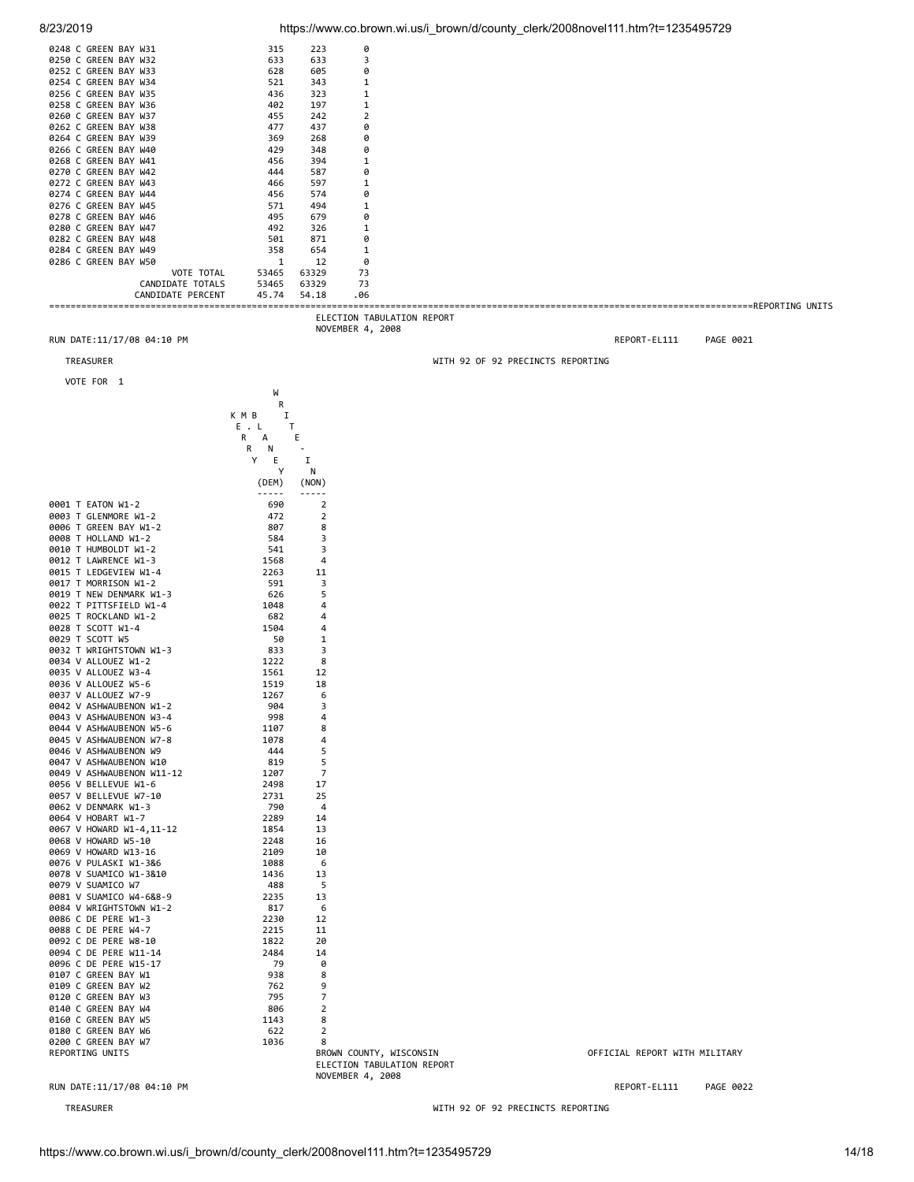| | | | |
|---|---|---|---|
| 0248 C GREEN BAY W31 | 315 | 223 | 0 |
| 0250 C GREEN BAY W32 | 633 | 633 | 3 |
| 0252 C GREEN BAY W33 | 628 | 605 | 0 |
| 0254 C GREEN BAY W34 | 521 | 343 | 1 |
| 0256 C GREEN BAY W35 | 436 | 323 | 1 |
| 0258 C GREEN BAY W36 | 402 | 197 | 1 |
| 0260 C GREEN BAY W37 | 455 | 242 | 2 |
| 0262 C GREEN BAY W38 | 477 | 437 | 0 |
| 0264 C GREEN BAY W39 | 369 | 268 | 0 |
| 0266 C GREEN BAY W40 | 429 | 348 | 0 |
| 0268 C GREEN BAY W41 | 456 | 394 | 1 |
| 0270 C GREEN BAY W42 | 444 | 587 | 0 |
| 0272 C GREEN BAY W43 | 466 | 597 | 1 |
| 0274 C GREEN BAY W44 | 456 | 574 | 0 |
| 0276 C GREEN BAY W45 | 571 | 494 | 1 |
| 0278 C GREEN BAY W46 | 495 | 679 | 0 |
| 0280 C GREEN BAY W47 | 492 | 326 | 1 |
| 0282 C GREEN BAY W48 | 501 | 871 | 0 |
| 0284 C GREEN BAY W49 | 358 | 654 | 1 |
| 0286 C GREEN BAY W50 | 1 | 12 | 0 |
| VOTE TOTAL | 53465 | 63329 | 73 |
| CANDIDATE TOTALS | 53465 | 63329 | 73 |
| CANDIDATE PERCENT | 45.74 | 54.18 | .06 |

REPORTING UNITS

ELECTION TABULATION REPORT
NOVEMBER 4, 2008

RUN DATE:11/17/08 04:10 PM REPORT-EL111 PAGE 0021

TREASURER WITH 92 OF 92 PRECINCTS REPORTING

VOTE FOR 1

| | KERRY BLANEY (DEM) | WRITE-IN (NON) |
|---|---|---|
| 0001 T EATON W1-2 | 690 | 2 |
| 0003 T GLENMORE W1-2 | 472 | 2 |
| 0006 T GREEN BAY W1-2 | 807 | 8 |
| 0008 T HOLLAND W1-2 | 584 | 3 |
| 0010 T HUMBOLDT W1-2 | 541 | 3 |
| 0012 T LAWRENCE W1-3 | 1568 | 4 |
| 0015 T LEDGEVIEW W1-4 | 2263 | 11 |
| 0017 T MORRISON W1-2 | 591 | 3 |
| 0019 T NEW DENMARK W1-3 | 626 | 5 |
| 0022 T PITTSFIELD W1-4 | 1048 | 4 |
| 0025 T ROCKLAND W1-2 | 682 | 4 |
| 0028 T SCOTT W1-4 | 1504 | 4 |
| 0029 T SCOTT W5 | 50 | 1 |
| 0032 T WRIGHTSTOWN W1-3 | 833 | 3 |
| 0034 V ALLOUEZ W1-2 | 1222 | 8 |
| 0035 V ALLOUEZ W3-4 | 1561 | 12 |
| 0036 V ALLOUEZ W5-6 | 1519 | 18 |
| 0037 V ALLOUEZ W7-9 | 1267 | 6 |
| 0042 V ASHWAUBENON W1-2 | 904 | 3 |
| 0043 V ASHWAUBENON W3-4 | 998 | 4 |
| 0044 V ASHWAUBENON W5-6 | 1107 | 8 |
| 0045 V ASHWAUBENON W7-8 | 1078 | 4 |
| 0046 V ASHWAUBENON W9 | 444 | 5 |
| 0047 V ASHWAUBENON W10 | 819 | 5 |
| 0049 V ASHWAUBENON W11-12 | 1207 | 7 |
| 0056 V BELLEVUE W1-6 | 2498 | 17 |
| 0057 V BELLEVUE W7-10 | 2731 | 25 |
| 0062 V DENMARK W1-3 | 790 | 4 |
| 0064 V HOBART W1-7 | 2289 | 14 |
| 0067 V HOWARD W1-4,11-12 | 1854 | 13 |
| 0068 V HOWARD W5-10 | 2248 | 16 |
| 0069 V HOWARD W13-16 | 2109 | 10 |
| 0076 V PULASKI W1-3&6 | 1088 | 6 |
| 0078 V SUAMICO W1-3&10 | 1436 | 13 |
| 0079 V SUAMICO W7 | 488 | 5 |
| 0081 V SUAMICO W4-6&8-9 | 2235 | 13 |
| 0084 V WRIGHTSTOWN W1-2 | 817 | 6 |
| 0086 C DE PERE W1-3 | 2230 | 12 |
| 0088 C DE PERE W4-7 | 2215 | 11 |
| 0092 C DE PERE W8-10 | 1822 | 20 |
| 0094 C DE PERE W11-14 | 2484 | 14 |
| 0096 C DE PERE W15-17 | 79 | 0 |
| 0107 C GREEN BAY W1 | 938 | 8 |
| 0109 C GREEN BAY W2 | 762 | 9 |
| 0120 C GREEN BAY W3 | 795 | 7 |
| 0140 C GREEN BAY W4 | 806 | 2 |
| 0160 C GREEN BAY W5 | 1143 | 8 |
| 0180 C GREEN BAY W6 | 622 | 2 |
| 0200 C GREEN BAY W7 | 1036 | 8 |

REPORTING UNITS

BROWN COUNTY, WISCONSIN OFFICIAL REPORT WITH MILITARY
ELECTION TABULATION REPORT
NOVEMBER 4, 2008

RUN DATE:11/17/08 04:10 PM REPORT-EL111 PAGE 0022

TREASURER WITH 92 OF 92 PRECINCTS REPORTING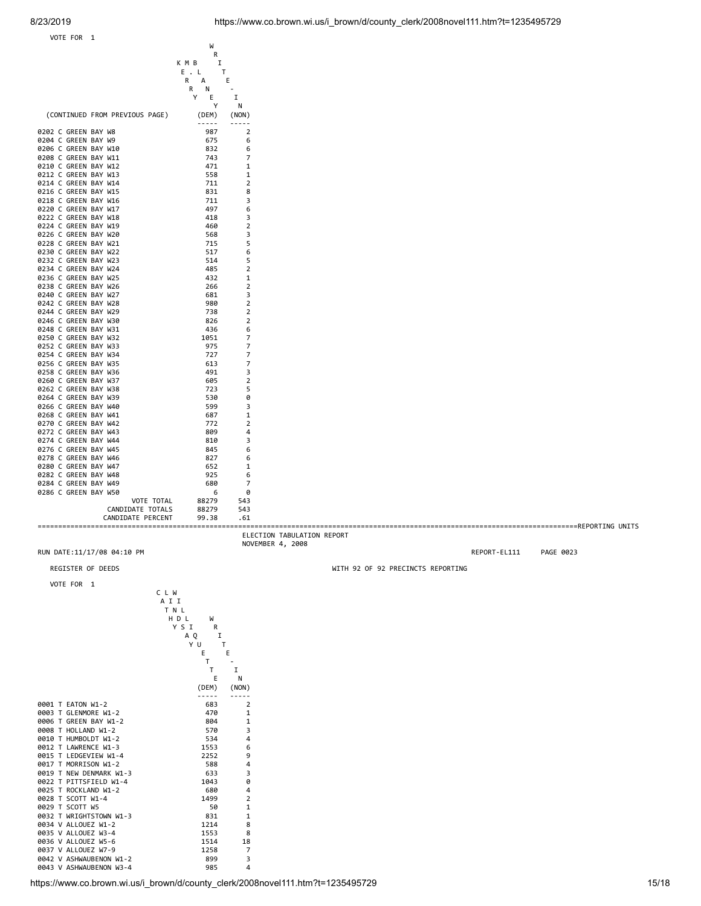VOTE FOR 1

| (CONTINUED FROM PREVIOUS PAGE) | KERRY MBL. ANN (DEM) | WRITE-IN (NON) |
|---|---|---|
| 0202 C GREEN BAY W8 | 987 | 2 |
| 0204 C GREEN BAY W9 | 675 | 6 |
| 0206 C GREEN BAY W10 | 832 | 6 |
| 0208 C GREEN BAY W11 | 743 | 7 |
| 0210 C GREEN BAY W12 | 471 | 1 |
| 0212 C GREEN BAY W13 | 558 | 1 |
| 0214 C GREEN BAY W14 | 711 | 2 |
| 0216 C GREEN BAY W15 | 831 | 8 |
| 0218 C GREEN BAY W16 | 711 | 3 |
| 0220 C GREEN BAY W17 | 497 | 6 |
| 0222 C GREEN BAY W18 | 418 | 3 |
| 0224 C GREEN BAY W19 | 460 | 2 |
| 0226 C GREEN BAY W20 | 568 | 3 |
| 0228 C GREEN BAY W21 | 715 | 5 |
| 0230 C GREEN BAY W22 | 517 | 6 |
| 0232 C GREEN BAY W23 | 514 | 5 |
| 0234 C GREEN BAY W24 | 485 | 2 |
| 0236 C GREEN BAY W25 | 432 | 1 |
| 0238 C GREEN BAY W26 | 266 | 2 |
| 0240 C GREEN BAY W27 | 681 | 3 |
| 0242 C GREEN BAY W28 | 980 | 2 |
| 0244 C GREEN BAY W29 | 738 | 2 |
| 0246 C GREEN BAY W30 | 826 | 2 |
| 0248 C GREEN BAY W31 | 436 | 6 |
| 0250 C GREEN BAY W32 | 1051 | 7 |
| 0252 C GREEN BAY W33 | 975 | 7 |
| 0254 C GREEN BAY W34 | 727 | 7 |
| 0256 C GREEN BAY W35 | 613 | 7 |
| 0258 C GREEN BAY W36 | 491 | 3 |
| 0260 C GREEN BAY W37 | 605 | 2 |
| 0262 C GREEN BAY W38 | 723 | 5 |
| 0264 C GREEN BAY W39 | 530 | 0 |
| 0266 C GREEN BAY W40 | 599 | 3 |
| 0268 C GREEN BAY W41 | 687 | 1 |
| 0270 C GREEN BAY W42 | 772 | 2 |
| 0272 C GREEN BAY W43 | 809 | 4 |
| 0274 C GREEN BAY W44 | 810 | 3 |
| 0276 C GREEN BAY W45 | 845 | 6 |
| 0278 C GREEN BAY W46 | 827 | 6 |
| 0280 C GREEN BAY W47 | 652 | 1 |
| 0282 C GREEN BAY W48 | 925 | 6 |
| 0284 C GREEN BAY W49 | 680 | 7 |
| 0286 C GREEN BAY W50 | 6 | 0 |
| VOTE TOTAL | 88279 | 543 |
| CANDIDATE TOTALS | 88279 | 543 |
| CANDIDATE PERCENT | 99.38 | .61 |

==========REPORTING UNITS

ELECTION TABULATION REPORT
NOVEMBER 4, 2008

RUN DATE:11/17/08 04:10 PM REPORT-EL111 PAGE 0023

REGISTER OF DEEDS WITH 92 OF 92 PRECINCTS REPORTING

VOTE FOR 1

| | CATHY LINDQUIST LAWI (DEM) | WRITE-IN (NON) |
|---|---|---|
| 0001 T EATON W1-2 | 683 | 2 |
| 0003 T GLENMORE W1-2 | 470 | 1 |
| 0006 T GREEN BAY W1-2 | 804 | 1 |
| 0008 T HOLLAND W1-2 | 570 | 3 |
| 0010 T HUMBOLDT W1-2 | 534 | 4 |
| 0012 T LAWRENCE W1-3 | 1553 | 6 |
| 0015 T LEDGEVIEW W1-4 | 2252 | 9 |
| 0017 T MORRISON W1-2 | 588 | 4 |
| 0019 T NEW DENMARK W1-3 | 633 | 3 |
| 0022 T PITTSFIELD W1-4 | 1043 | 0 |
| 0025 T ROCKLAND W1-2 | 680 | 4 |
| 0028 T SCOTT W1-4 | 1499 | 2 |
| 0029 T SCOTT W5 | 50 | 1 |
| 0032 T WRIGHTSTOWN W1-3 | 831 | 1 |
| 0034 V ALLOUEZ W1-2 | 1214 | 8 |
| 0035 V ALLOUEZ W3-4 | 1553 | 8 |
| 0036 V ALLOUEZ W5-6 | 1514 | 18 |
| 0037 V ALLOUEZ W7-9 | 1258 | 7 |
| 0042 V ASHWAUBENON W1-2 | 899 | 3 |
| 0043 V ASHWAUBENON W3-4 | 985 | 4 |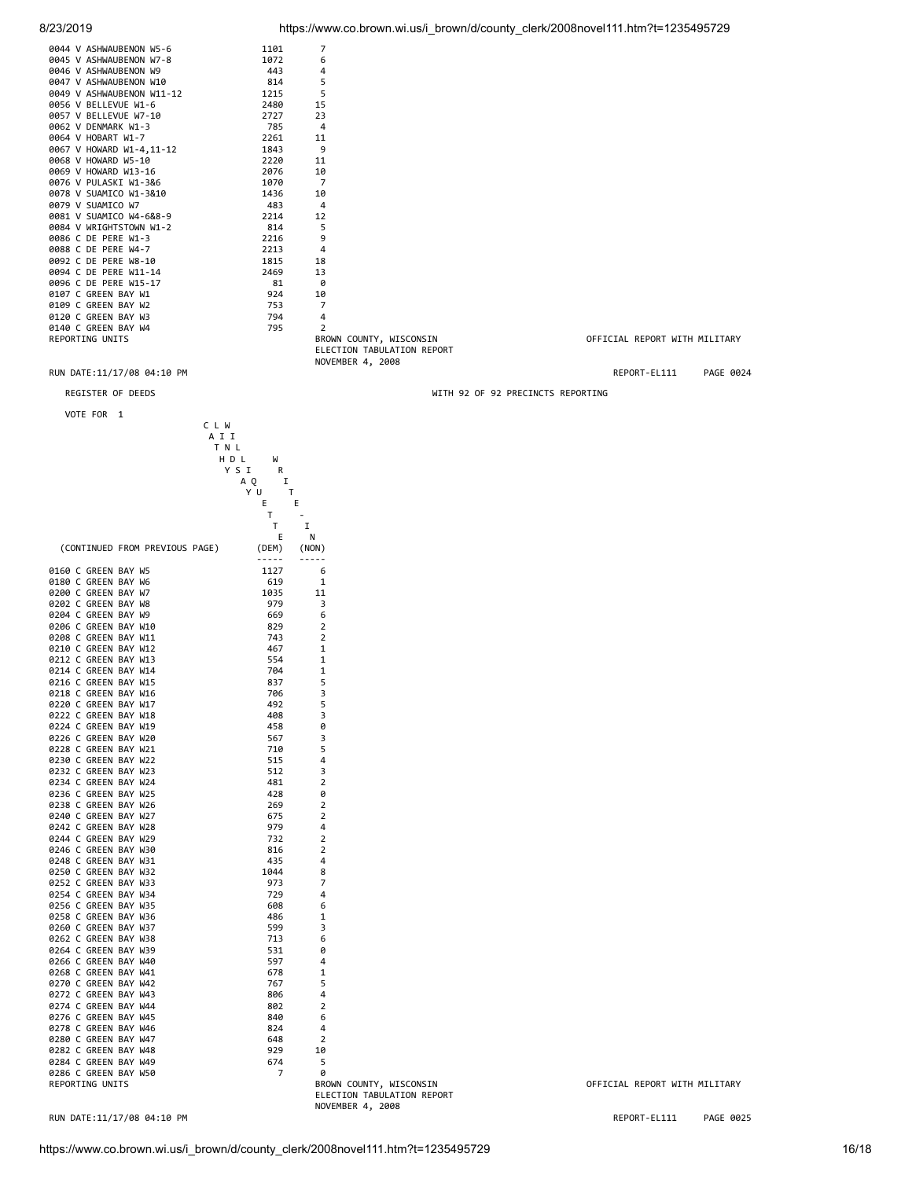| | | |
|---|---|---|
| 0044 V ASHWAUBENON W5-6 | 1101 | 7 |
| 0045 V ASHWAUBENON W7-8 | 1072 | 6 |
| 0046 V ASHWAUBENON W9 | 443 | 4 |
| 0047 V ASHWAUBENON W10 | 814 | 5 |
| 0049 V ASHWAUBENON W11-12 | 1215 | 5 |
| 0056 V BELLEVUE W1-6 | 2480 | 15 |
| 0057 V BELLEVUE W7-10 | 2727 | 23 |
| 0062 V DENMARK W1-3 | 785 | 4 |
| 0064 V HOBART W1-7 | 2261 | 11 |
| 0067 V HOWARD W1-4,11-12 | 1843 | 9 |
| 0068 V HOWARD W5-10 | 2220 | 11 |
| 0069 V HOWARD W13-16 | 2076 | 10 |
| 0076 V PULASKI W1-3&6 | 1070 | 7 |
| 0078 V SUAMICO W1-3&10 | 1436 | 10 |
| 0079 V SUAMICO W7 | 483 | 4 |
| 0081 V SUAMICO W4-6&8-9 | 2214 | 12 |
| 0084 V WRIGHTSTOWN W1-2 | 814 | 5 |
| 0086 C DE PERE W1-3 | 2216 | 9 |
| 0088 C DE PERE W4-7 | 2213 | 4 |
| 0092 C DE PERE W8-10 | 1815 | 18 |
| 0094 C DE PERE W11-14 | 2469 | 13 |
| 0096 C DE PERE W15-17 | 81 | 0 |
| 0107 C GREEN BAY W1 | 924 | 10 |
| 0109 C GREEN BAY W2 | 753 | 7 |
| 0120 C GREEN BAY W3 | 794 | 4 |
| 0140 C GREEN BAY W4 | 795 | 2 |

REPORTING UNITS

BROWN COUNTY, WISCONSIN
ELECTION TABULATION REPORT
NOVEMBER 4, 2008

OFFICIAL REPORT WITH MILITARY

RUN DATE:11/17/08 04:10 PM

REPORT-EL111 PAGE 0024

REGISTER OF DEEDS

WITH 92 OF 92 PRECINCTS REPORTING

VOTE FOR 1

| (CONTINUED FROM PREVIOUS PAGE) | CATHY L. WILLIQUETTE (DEM) | WRITE-IN (NON) |
|---|---|---|
| 0160 C GREEN BAY W5 | 1127 | 6 |
| 0180 C GREEN BAY W6 | 619 | 1 |
| 0200 C GREEN BAY W7 | 1035 | 11 |
| 0202 C GREEN BAY W8 | 979 | 3 |
| 0204 C GREEN BAY W9 | 669 | 6 |
| 0206 C GREEN BAY W10 | 829 | 2 |
| 0208 C GREEN BAY W11 | 743 | 2 |
| 0210 C GREEN BAY W12 | 467 | 1 |
| 0212 C GREEN BAY W13 | 554 | 1 |
| 0214 C GREEN BAY W14 | 704 | 1 |
| 0216 C GREEN BAY W15 | 837 | 5 |
| 0218 C GREEN BAY W16 | 706 | 3 |
| 0220 C GREEN BAY W17 | 492 | 5 |
| 0222 C GREEN BAY W18 | 408 | 3 |
| 0224 C GREEN BAY W19 | 458 | 0 |
| 0226 C GREEN BAY W20 | 567 | 3 |
| 0228 C GREEN BAY W21 | 710 | 5 |
| 0230 C GREEN BAY W22 | 515 | 4 |
| 0232 C GREEN BAY W23 | 512 | 3 |
| 0234 C GREEN BAY W24 | 481 | 2 |
| 0236 C GREEN BAY W25 | 428 | 0 |
| 0238 C GREEN BAY W26 | 269 | 2 |
| 0240 C GREEN BAY W27 | 675 | 2 |
| 0242 C GREEN BAY W28 | 979 | 4 |
| 0244 C GREEN BAY W29 | 732 | 2 |
| 0246 C GREEN BAY W30 | 816 | 2 |
| 0248 C GREEN BAY W31 | 435 | 4 |
| 0250 C GREEN BAY W32 | 1044 | 8 |
| 0252 C GREEN BAY W33 | 973 | 7 |
| 0254 C GREEN BAY W34 | 729 | 4 |
| 0256 C GREEN BAY W35 | 608 | 6 |
| 0258 C GREEN BAY W36 | 486 | 1 |
| 0260 C GREEN BAY W37 | 599 | 3 |
| 0262 C GREEN BAY W38 | 713 | 6 |
| 0264 C GREEN BAY W39 | 531 | 0 |
| 0266 C GREEN BAY W40 | 597 | 4 |
| 0268 C GREEN BAY W41 | 678 | 1 |
| 0270 C GREEN BAY W42 | 767 | 5 |
| 0272 C GREEN BAY W43 | 806 | 4 |
| 0274 C GREEN BAY W44 | 802 | 2 |
| 0276 C GREEN BAY W45 | 840 | 6 |
| 0278 C GREEN BAY W46 | 824 | 4 |
| 0280 C GREEN BAY W47 | 648 | 2 |
| 0282 C GREEN BAY W48 | 929 | 10 |
| 0284 C GREEN BAY W49 | 674 | 5 |
| 0286 C GREEN BAY W50 | 7 | 0 |

REPORTING UNITS

BROWN COUNTY, WISCONSIN
ELECTION TABULATION REPORT
NOVEMBER 4, 2008

OFFICIAL REPORT WITH MILITARY

RUN DATE:11/17/08 04:10 PM

REPORT-EL111 PAGE 0025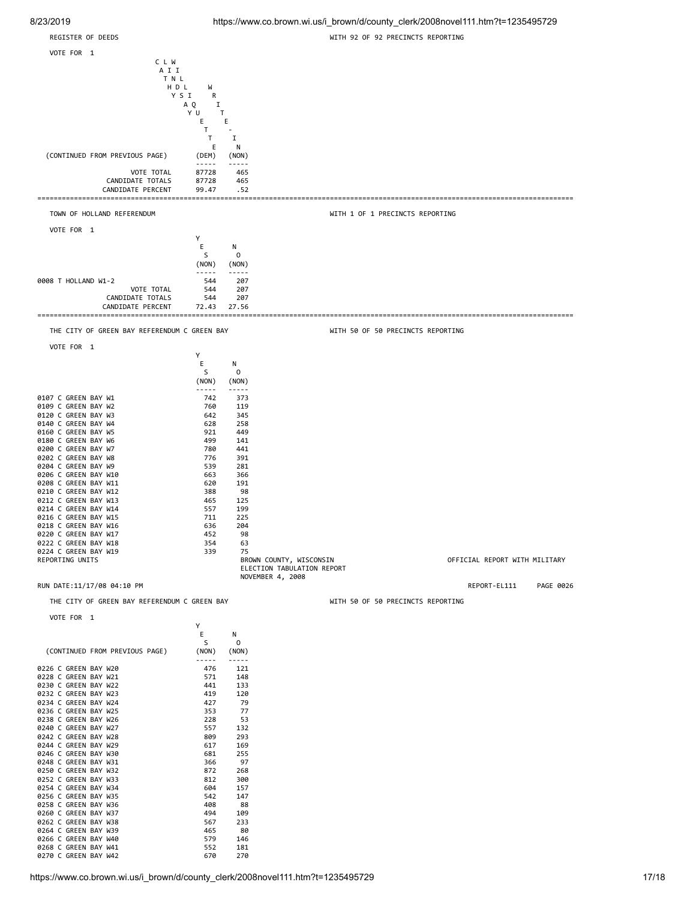REGISTER OF DEEDS — WITH 92 OF 92 PRECINCTS REPORTING

VOTE FOR 1

| | CATHY LINDSLEY (DEM) | WRITE-IN (NON) |
|---|---|---|
| (CONTINUED FROM PREVIOUS PAGE) | | |
| VOTE TOTAL | 87728 | 465 |
| CANDIDATE TOTALS | 87728 | 465 |
| CANDIDATE PERCENT | 99.47 | .52 |

---

TOWN OF HOLLAND REFERENDUM — WITH 1 OF 1 PRECINCTS REPORTING

VOTE FOR 1

| | YES (NON) | NO (NON) |
|---|---|---|
| 0008 T HOLLAND W1-2 | 544 | 207 |
| VOTE TOTAL | 544 | 207 |
| CANDIDATE TOTALS | 544 | 207 |
| CANDIDATE PERCENT | 72.43 | 27.56 |

---

THE CITY OF GREEN BAY REFERENDUM C GREEN BAY — WITH 50 OF 50 PRECINCTS REPORTING

VOTE FOR 1

| | YES (NON) | NO (NON) |
|---|---|---|
| 0107 C GREEN BAY W1 | 742 | 373 |
| 0109 C GREEN BAY W2 | 760 | 119 |
| 0120 C GREEN BAY W3 | 642 | 345 |
| 0140 C GREEN BAY W4 | 628 | 258 |
| 0160 C GREEN BAY W5 | 921 | 449 |
| 0180 C GREEN BAY W6 | 499 | 141 |
| 0200 C GREEN BAY W7 | 780 | 441 |
| 0202 C GREEN BAY W8 | 776 | 391 |
| 0204 C GREEN BAY W9 | 539 | 281 |
| 0206 C GREEN BAY W10 | 663 | 366 |
| 0208 C GREEN BAY W11 | 620 | 191 |
| 0210 C GREEN BAY W12 | 388 | 98 |
| 0212 C GREEN BAY W13 | 465 | 125 |
| 0214 C GREEN BAY W14 | 557 | 199 |
| 0216 C GREEN BAY W15 | 711 | 225 |
| 0218 C GREEN BAY W16 | 636 | 204 |
| 0220 C GREEN BAY W17 | 452 | 98 |
| 0222 C GREEN BAY W18 | 354 | 63 |
| 0224 C GREEN BAY W19 | 339 | 75 |

REPORTING UNITS — BROWN COUNTY, WISCONSIN ELECTION TABULATION REPORT NOVEMBER 4, 2008 — OFFICIAL REPORT WITH MILITARY

RUN DATE:11/17/08 04:10 PM — REPORT-EL111 PAGE 0026

THE CITY OF GREEN BAY REFERENDUM C GREEN BAY — WITH 50 OF 50 PRECINCTS REPORTING

VOTE FOR 1

| | YES (NON) | NO (NON) |
|---|---|---|
| (CONTINUED FROM PREVIOUS PAGE) | | |
| 0226 C GREEN BAY W20 | 476 | 121 |
| 0228 C GREEN BAY W21 | 571 | 148 |
| 0230 C GREEN BAY W22 | 441 | 133 |
| 0232 C GREEN BAY W23 | 419 | 120 |
| 0234 C GREEN BAY W24 | 427 | 79 |
| 0236 C GREEN BAY W25 | 353 | 77 |
| 0238 C GREEN BAY W26 | 228 | 53 |
| 0240 C GREEN BAY W27 | 557 | 132 |
| 0242 C GREEN BAY W28 | 809 | 293 |
| 0244 C GREEN BAY W29 | 617 | 169 |
| 0246 C GREEN BAY W30 | 681 | 255 |
| 0248 C GREEN BAY W31 | 366 | 97 |
| 0250 C GREEN BAY W32 | 872 | 268 |
| 0252 C GREEN BAY W33 | 812 | 300 |
| 0254 C GREEN BAY W34 | 604 | 157 |
| 0256 C GREEN BAY W35 | 542 | 147 |
| 0258 C GREEN BAY W36 | 408 | 88 |
| 0260 C GREEN BAY W37 | 494 | 109 |
| 0262 C GREEN BAY W38 | 567 | 233 |
| 0264 C GREEN BAY W39 | 465 | 80 |
| 0266 C GREEN BAY W40 | 579 | 146 |
| 0268 C GREEN BAY W41 | 552 | 181 |
| 0270 C GREEN BAY W42 | 670 | 270 |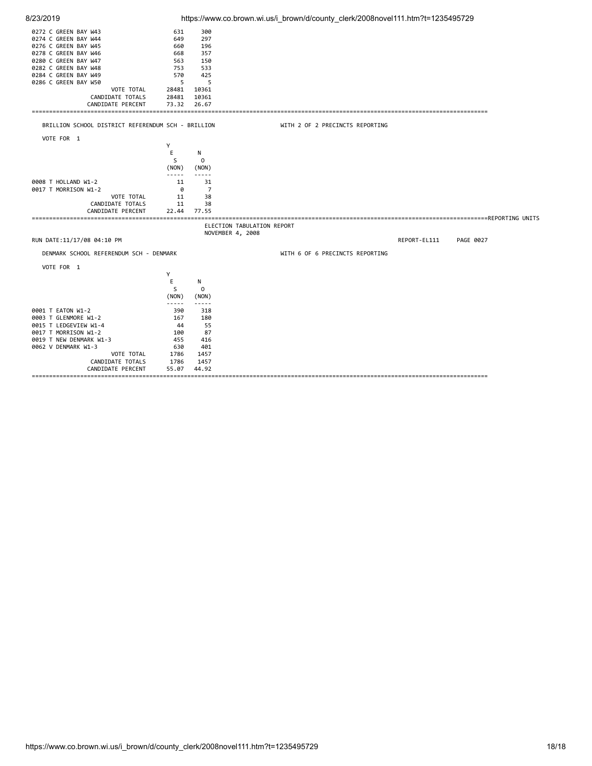| | | |
|---|---|---|
| 0272 C GREEN BAY W43 | 631 | 300 |
| 0274 C GREEN BAY W44 | 649 | 297 |
| 0276 C GREEN BAY W45 | 660 | 196 |
| 0278 C GREEN BAY W46 | 668 | 357 |
| 0280 C GREEN BAY W47 | 563 | 150 |
| 0282 C GREEN BAY W48 | 753 | 533 |
| 0284 C GREEN BAY W49 | 570 | 425 |
| 0286 C GREEN BAY W50 | 5 | 5 |
| VOTE TOTAL | 28481 | 10361 |
| CANDIDATE TOTALS | 28481 | 10361 |
| CANDIDATE PERCENT | 73.32 | 26.67 |

BRILLION SCHOOL DISTRICT REFERENDUM SCH - BRILLION WITH 2 OF 2 PRECINCTS REPORTING

VOTE FOR 1

| | YES (NON) | NO (NON) |
|---|---|---|
| 0008 T HOLLAND W1-2 | 11 | 31 |
| 0017 T MORRISON W1-2 | 0 | 7 |
| VOTE TOTAL | 11 | 38 |
| CANDIDATE TOTALS | 11 | 38 |
| CANDIDATE PERCENT | 22.44 | 77.55 |

REPORTING UNITS

ELECTION TABULATION REPORT
NOVEMBER 4, 2008

RUN DATE:11/17/08 04:10 PM REPORT-EL111 PAGE 0027

DENMARK SCHOOL REFERENDUM SCH - DENMARK WITH 6 OF 6 PRECINCTS REPORTING

VOTE FOR 1

| | YES (NON) | NO (NON) |
|---|---|---|
| 0001 T EATON W1-2 | 390 | 318 |
| 0003 T GLENMORE W1-2 | 167 | 180 |
| 0015 T LEDGEVIEW W1-4 | 44 | 55 |
| 0017 T MORRISON W1-2 | 100 | 87 |
| 0019 T NEW DENMARK W1-3 | 455 | 416 |
| 0062 V DENMARK W1-3 | 630 | 401 |
| VOTE TOTAL | 1786 | 1457 |
| CANDIDATE TOTALS | 1786 | 1457 |
| CANDIDATE PERCENT | 55.07 | 44.92 |